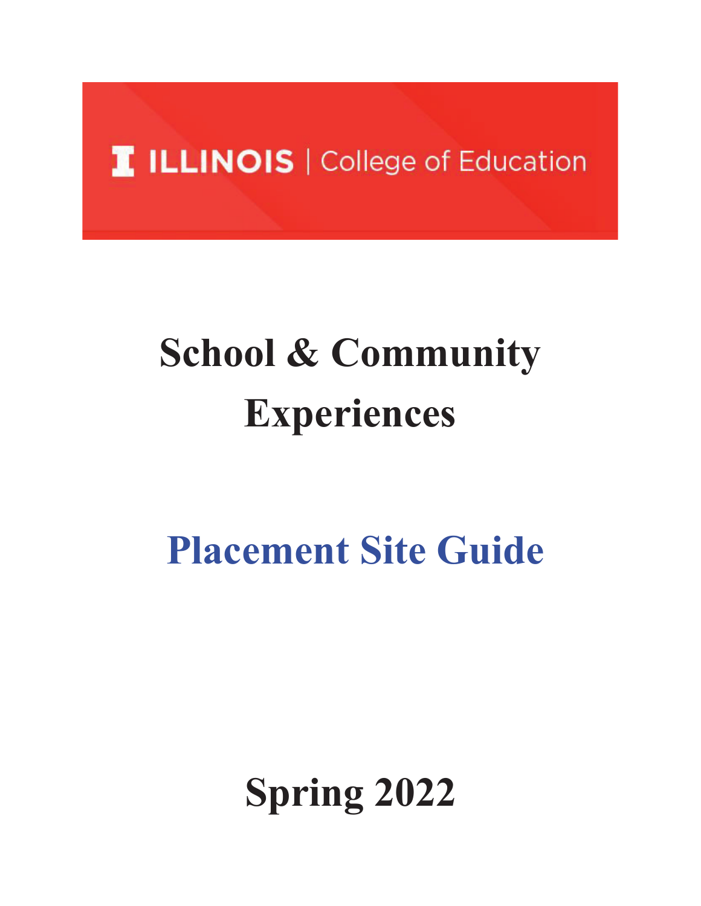ILLINOIS | College of Education

# School & Community Experiences

# Placement Site Guide

# Spring 2022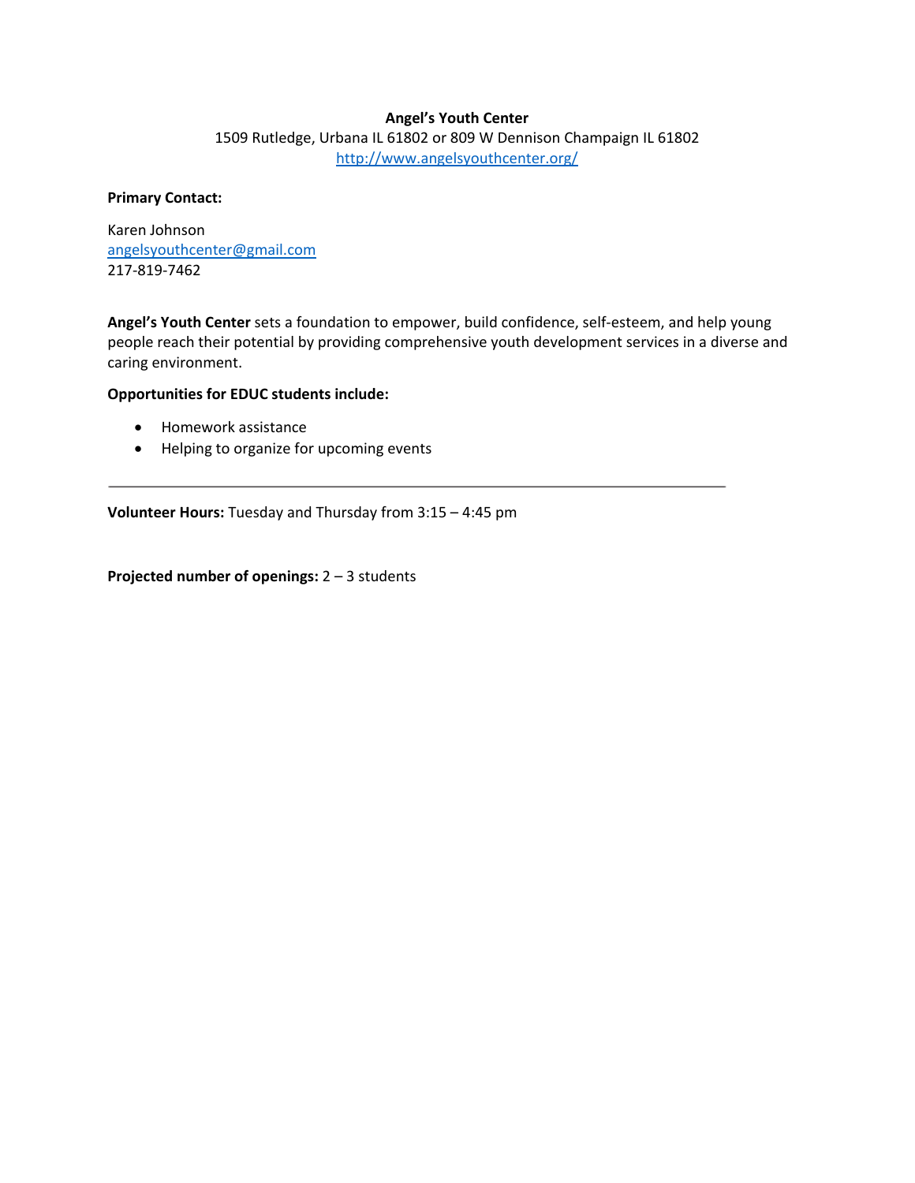**Angel's Youth Center**
1509 Rutledge, Urbana IL 61802 or 809 W Dennison Champaign IL 61802
http://www.angelsyouthcenter.org/

**Primary Contact:**

Karen Johnson
angelsyouthcenter@gmail.com
217-819-7462

**Angel's Youth Center** sets a foundation to empower, build confidence, self-esteem, and help young people reach their potential by providing comprehensive youth development services in a diverse and caring environment.

**Opportunities for EDUC students include:**

- Homework assistance
- Helping to organize for upcoming events

---

**Volunteer Hours:** Tuesday and Thursday from 3:15 – 4:45 pm

**Projected number of openings:** 2 – 3 students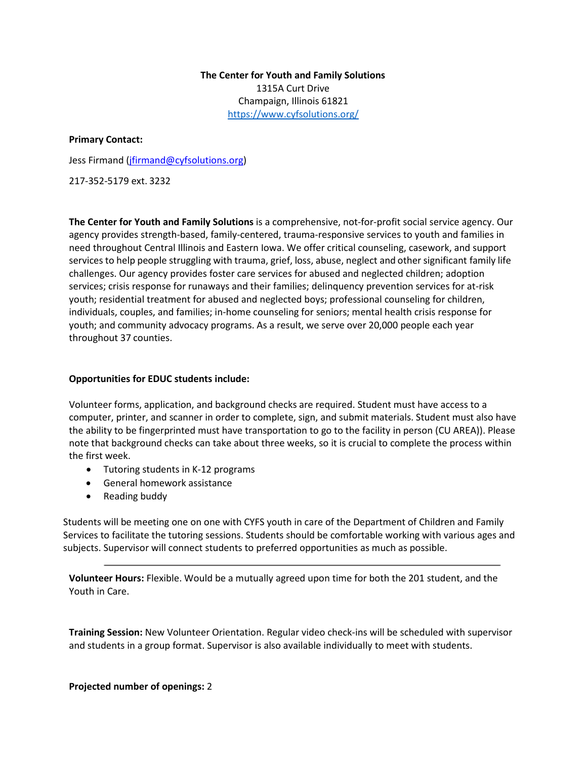**The Center for Youth and Family Solutions**
1315A Curt Drive
Champaign, Illinois 61821
https://www.cyfsolutions.org/

**Primary Contact:**

Jess Firmand (jfirmand@cyfsolutions.org)

217-352-5179 ext. 3232

**The Center for Youth and Family Solutions** is a comprehensive, not-for-profit social service agency. Our agency provides strength-based, family-centered, trauma-responsive services to youth and families in need throughout Central Illinois and Eastern Iowa. We offer critical counseling, casework, and support services to help people struggling with trauma, grief, loss, abuse, neglect and other significant family life challenges. Our agency provides foster care services for abused and neglected children; adoption services; crisis response for runaways and their families; delinquency prevention services for at-risk youth; residential treatment for abused and neglected boys; professional counseling for children, individuals, couples, and families; in-home counseling for seniors; mental health crisis response for youth; and community advocacy programs. As a result, we serve over 20,000 people each year throughout 37 counties.

**Opportunities for EDUC students include:**

Volunteer forms, application, and background checks are required. Student must have access to a computer, printer, and scanner in order to complete, sign, and submit materials. Student must also have the ability to be fingerprinted must have transportation to go to the facility in person (CU AREA)). Please note that background checks can take about three weeks, so it is crucial to complete the process within the first week.

- Tutoring students in K-12 programs
- General homework assistance
- Reading buddy

Students will be meeting one on one with CYFS youth in care of the Department of Children and Family Services to facilitate the tutoring sessions. Students should be comfortable working with various ages and subjects. Supervisor will connect students to preferred opportunities as much as possible.

---

**Volunteer Hours:** Flexible. Would be a mutually agreed upon time for both the 201 student, and the Youth in Care.

**Training Session:** New Volunteer Orientation. Regular video check-ins will be scheduled with supervisor and students in a group format. Supervisor is also available individually to meet with students.

**Projected number of openings:** 2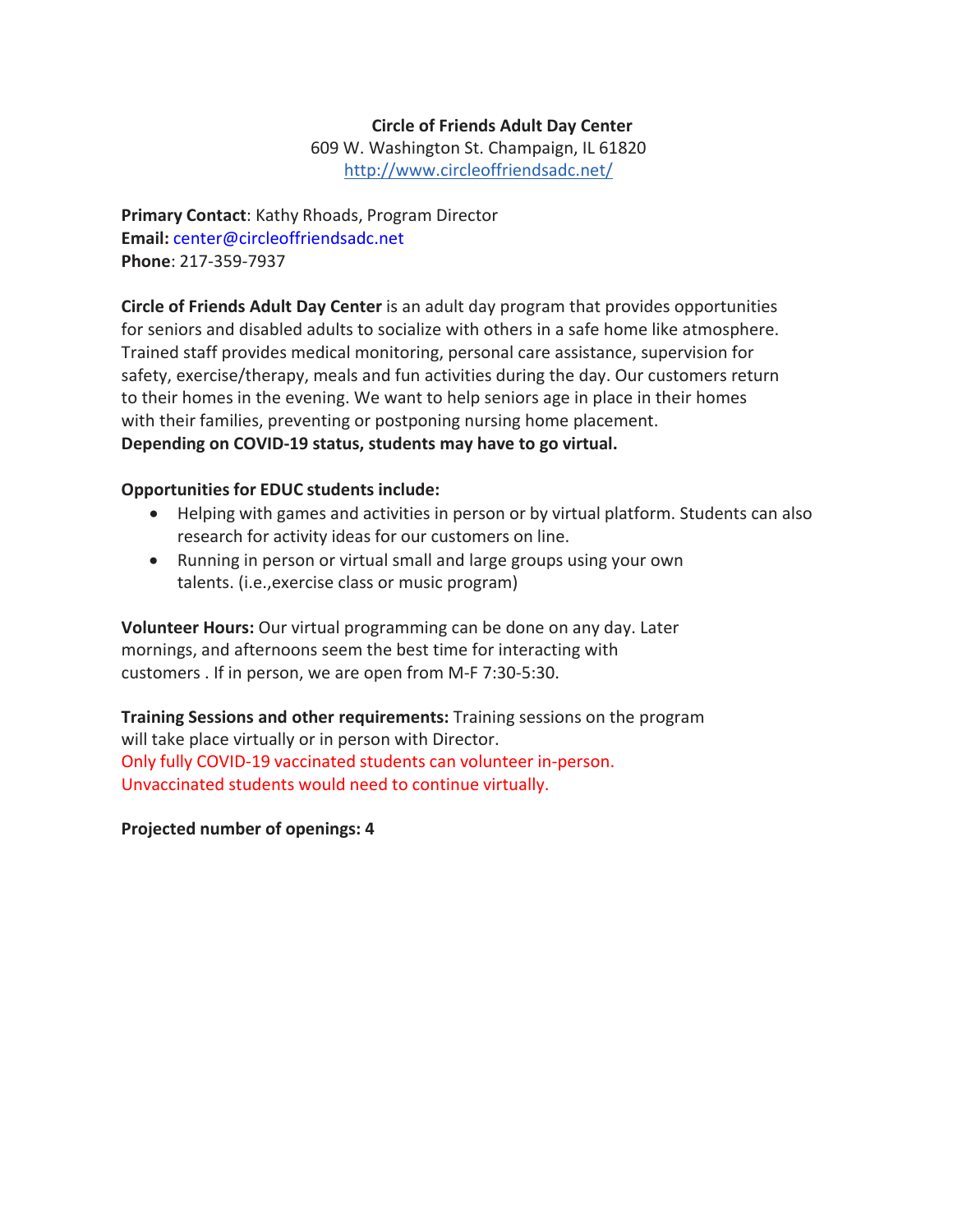**Circle of Friends Adult Day Center**
609 W. Washington St. Champaign, IL 61820
http://www.circleoffriendsadc.net/

**Primary Contact**: Kathy Rhoads, Program Director
**Email:** center@circleoffriendsadc.net
**Phone**: 217-359-7937

**Circle of Friends Adult Day Center** is an adult day program that provides opportunities for seniors and disabled adults to socialize with others in a safe home like atmosphere. Trained staff provides medical monitoring, personal care assistance, supervision for safety, exercise/therapy, meals and fun activities during the day. Our customers return to their homes in the evening. We want to help seniors age in place in their homes with their families, preventing or postponing nursing home placement.
**Depending on COVID-19 status, students may have to go virtual.**

**Opportunities for EDUC students include:**

- Helping with games and activities in person or by virtual platform. Students can also research for activity ideas for our customers on line.
- Running in person or virtual small and large groups using your own talents. (i.e.,exercise class or music program)

**Volunteer Hours:** Our virtual programming can be done on any day. Later mornings, and afternoons seem the best time for interacting with customers . If in person, we are open from M-F 7:30-5:30.

**Training Sessions and other requirements:** Training sessions on the program will take place virtually or in person with Director.
Only fully COVID-19 vaccinated students can volunteer in-person.
Unvaccinated students would need to continue virtually.

**Projected number of openings: 4**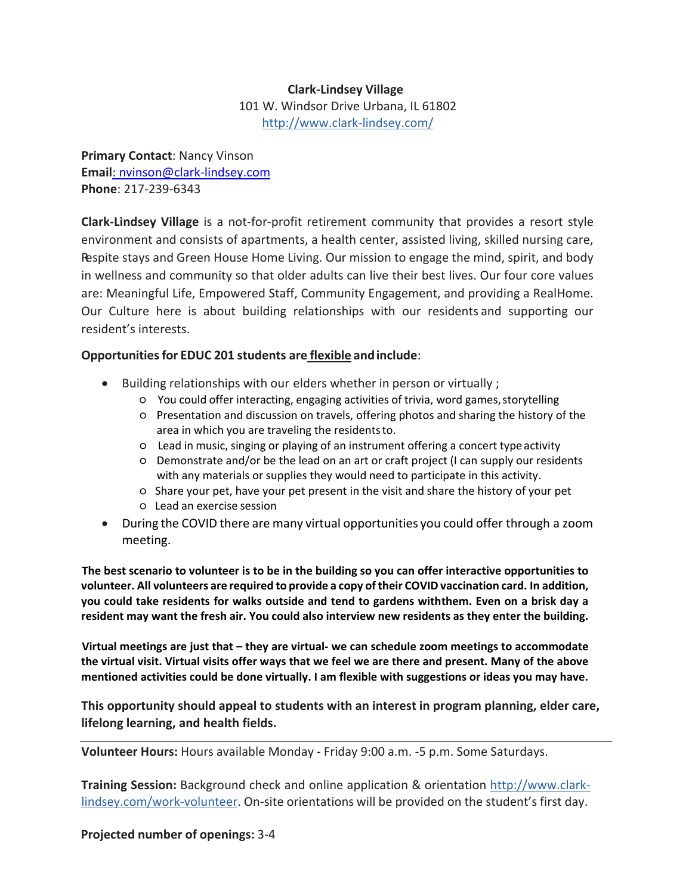**Clark-Lindsey Village**
101 W. Windsor Drive Urbana, IL 61802
http://www.clark-lindsey.com/

**Primary Contact**: Nancy Vinson
**Email**: nvinson@clark-lindsey.com
**Phone**: 217-239-6343

**Clark-Lindsey Village** is a not-for-profit retirement community that provides a resort style environment and consists of apartments, a health center, assisted living, skilled nursing care, Respite stays and Green House Home Living. Our mission to engage the mind, spirit, and body in wellness and community so that older adults can live their best lives. Our four core values are: Meaningful Life, Empowered Staff, Community Engagement, and providing a RealHome. Our Culture here is about building relationships with our residents and supporting our resident's interests.

**Opportunities for EDUC 201 students are flexible and include**:

- Building relationships with our elders whether in person or virtually ;
  - You could offer interacting, engaging activities of trivia, word games, storytelling
  - Presentation and discussion on travels, offering photos and sharing the history of the area in which you are traveling the residents to.
  - Lead in music, singing or playing of an instrument offering a concert type activity
  - Demonstrate and/or be the lead on an art or craft project (I can supply our residents with any materials or supplies they would need to participate in this activity.
  - Share your pet, have your pet present in the visit and share the history of your pet
  - Lead an exercise session
- During the COVID there are many virtual opportunities you could offer through a zoom meeting.

**The best scenario to volunteer is to be in the building so you can offer interactive opportunities to volunteer. All volunteers are required to provide a copy of their COVID vaccination card. In addition, you could take residents for walks outside and tend to gardens withthem. Even on a brisk day a resident may want the fresh air. You could also interview new residents as they enter the building.**

**Virtual meetings are just that – they are virtual- we can schedule zoom meetings to accommodate the virtual visit. Virtual visits offer ways that we feel we are there and present. Many of the above mentioned activities could be done virtually. I am flexible with suggestions or ideas you may have.**

**This opportunity should appeal to students with an interest in program planning, elder care, lifelong learning, and health fields.**

---

**Volunteer Hours:** Hours available Monday - Friday 9:00 a.m. -5 p.m. Some Saturdays.

**Training Session:** Background check and online application & orientation http://www.clark-lindsey.com/work-volunteer. On-site orientations will be provided on the student's first day.

**Projected number of openings:** 3-4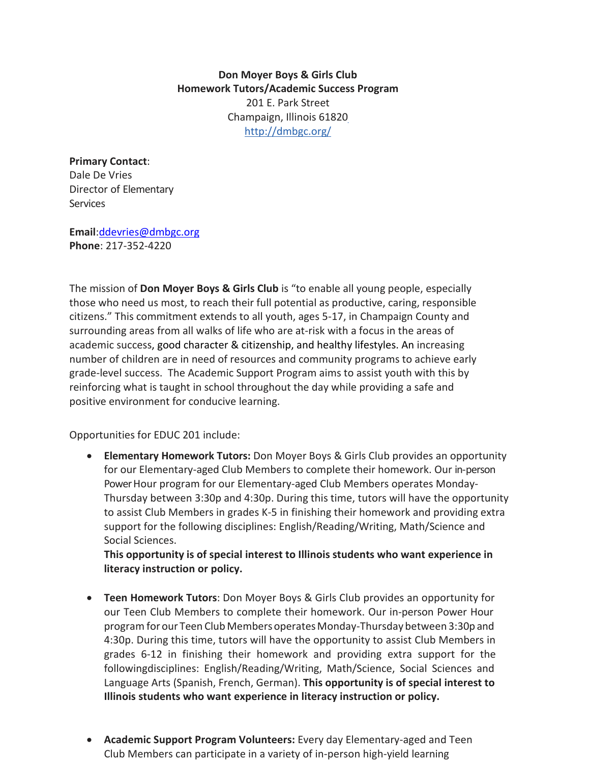**Don Moyer Boys & Girls Club**
**Homework Tutors/Academic Success Program**
201 E. Park Street
Champaign, Illinois 61820
http://dmbgc.org/

**Primary Contact**:
Dale De Vries
Director of Elementary Services

**Email**:ddevries@dmbgc.org
**Phone**: 217-352-4220

The mission of **Don Moyer Boys & Girls Club** is "to enable all young people, especially those who need us most, to reach their full potential as productive, caring, responsible citizens." This commitment extends to all youth, ages 5-17, in Champaign County and surrounding areas from all walks of life who are at-risk with a focus in the areas of academic success, good character & citizenship, and healthy lifestyles. An increasing number of children are in need of resources and community programs to achieve early grade-level success. The Academic Support Program aims to assist youth with this by reinforcing what is taught in school throughout the day while providing a safe and positive environment for conducive learning.

Opportunities for EDUC 201 include:

- **Elementary Homework Tutors:** Don Moyer Boys & Girls Club provides an opportunity for our Elementary-aged Club Members to complete their homework. Our in-person Power Hour program for our Elementary-aged Club Members operates Monday-Thursday between 3:30p and 4:30p. During this time, tutors will have the opportunity to assist Club Members in grades K-5 in finishing their homework and providing extra support for the following disciplines: English/Reading/Writing, Math/Science and Social Sciences.
  **This opportunity is of special interest to Illinois students who want experience in literacy instruction or policy.**

- **Teen Homework Tutors**: Don Moyer Boys & Girls Club provides an opportunity for our Teen Club Members to complete their homework. Our in-person Power Hour program for our Teen Club Members operates Monday-Thursday between 3:30p and 4:30p. During this time, tutors will have the opportunity to assist Club Members in grades 6-12 in finishing their homework and providing extra support for the followingdisciplines: English/Reading/Writing, Math/Science, Social Sciences and Language Arts (Spanish, French, German). **This opportunity is of special interest to Illinois students who want experience in literacy instruction or policy.**

- **Academic Support Program Volunteers:** Every day Elementary-aged and Teen Club Members can participate in a variety of in-person high-yield learning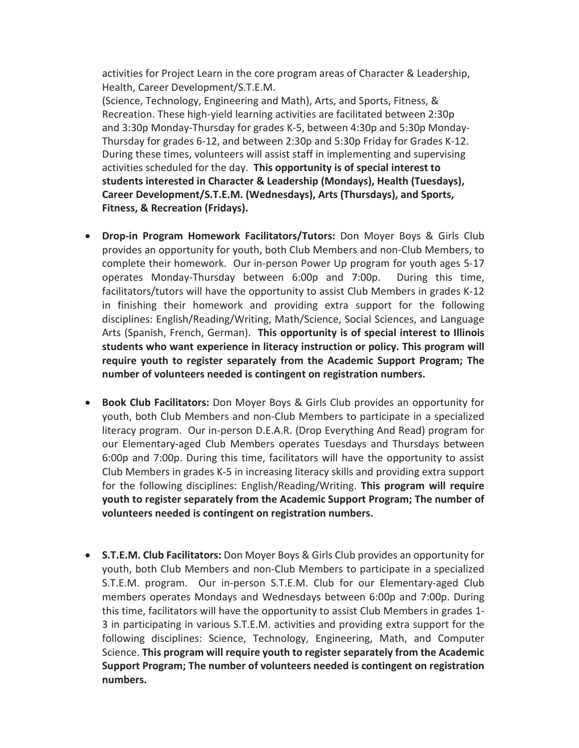activities for Project Learn in the core program areas of Character & Leadership, Health, Career Development/S.T.E.M. (Science, Technology, Engineering and Math), Arts, and Sports, Fitness, & Recreation. These high-yield learning activities are facilitated between 2:30p and 3:30p Monday-Thursday for grades K-5, between 4:30p and 5:30p Monday-Thursday for grades 6-12, and between 2:30p and 5:30p Friday for Grades K-12. During these times, volunteers will assist staff in implementing and supervising activities scheduled for the day. **This opportunity is of special interest to students interested in Character & Leadership (Mondays), Health (Tuesdays), Career Development/S.T.E.M. (Wednesdays), Arts (Thursdays), and Sports, Fitness, & Recreation (Fridays).**

- **Drop-in Program Homework Facilitators/Tutors:** Don Moyer Boys & Girls Club provides an opportunity for youth, both Club Members and non-Club Members, to complete their homework. Our in-person Power Up program for youth ages 5-17 operates Monday-Thursday between 6:00p and 7:00p. During this time, facilitators/tutors will have the opportunity to assist Club Members in grades K-12 in finishing their homework and providing extra support for the following disciplines: English/Reading/Writing, Math/Science, Social Sciences, and Language Arts (Spanish, French, German). **This opportunity is of special interest to Illinois students who want experience in literacy instruction or policy. This program will require youth to register separately from the Academic Support Program; The number of volunteers needed is contingent on registration numbers.**

- **Book Club Facilitators:** Don Moyer Boys & Girls Club provides an opportunity for youth, both Club Members and non-Club Members to participate in a specialized literacy program. Our in-person D.E.A.R. (Drop Everything And Read) program for our Elementary-aged Club Members operates Tuesdays and Thursdays between 6:00p and 7:00p. During this time, facilitators will have the opportunity to assist Club Members in grades K-5 in increasing literacy skills and providing extra support for the following disciplines: English/Reading/Writing. **This program will require youth to register separately from the Academic Support Program; The number of volunteers needed is contingent on registration numbers.**

- **S.T.E.M. Club Facilitators:** Don Moyer Boys & Girls Club provides an opportunity for youth, both Club Members and non-Club Members to participate in a specialized S.T.E.M. program. Our in-person S.T.E.M. Club for our Elementary-aged Club members operates Mondays and Wednesdays between 6:00p and 7:00p. During this time, facilitators will have the opportunity to assist Club Members in grades 1-3 in participating in various S.T.E.M. activities and providing extra support for the following disciplines: Science, Technology, Engineering, Math, and Computer Science. **This program will require youth to register separately from the Academic Support Program; The number of volunteers needed is contingent on registration numbers.**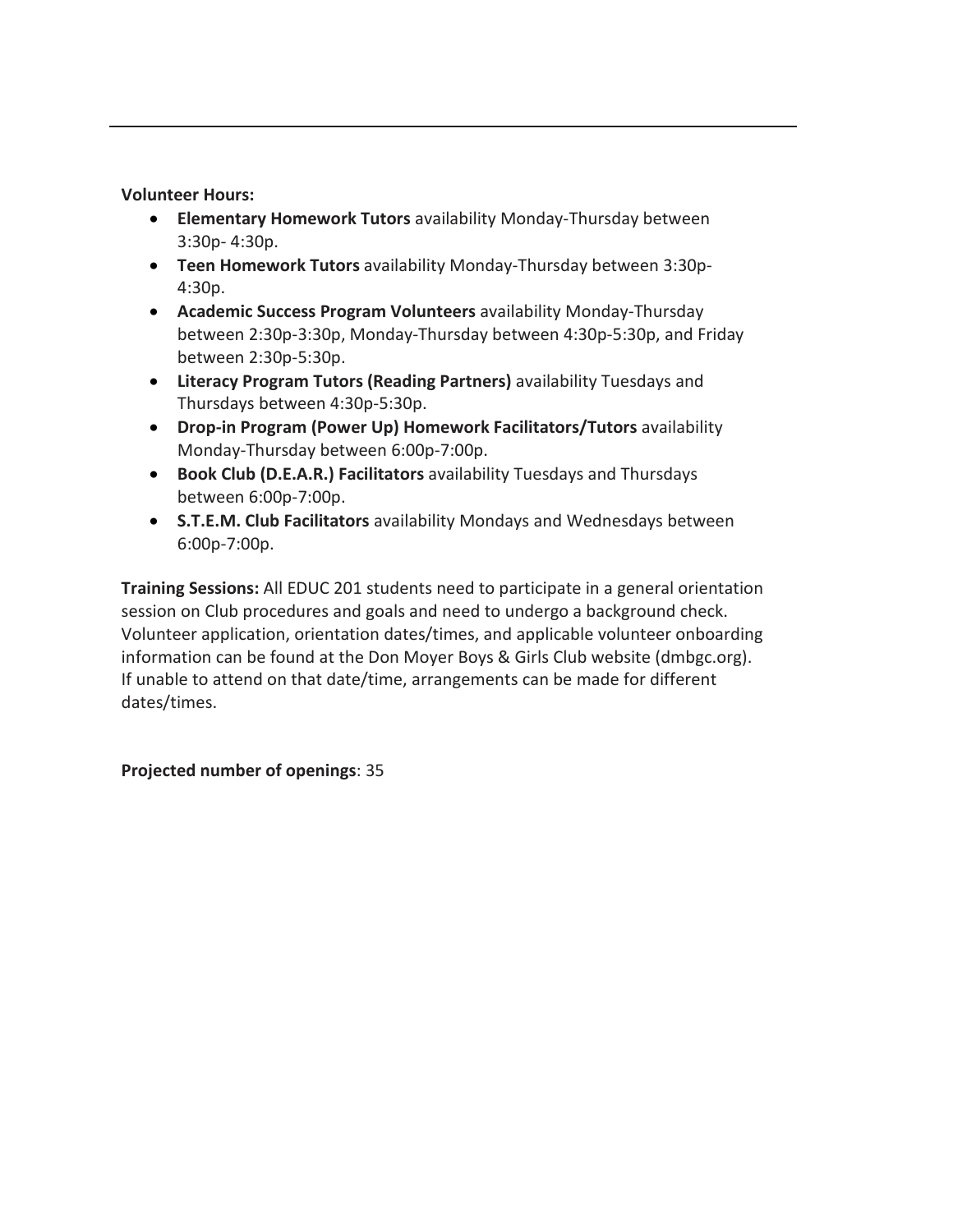---

**Volunteer Hours:**

- **Elementary Homework Tutors** availability Monday-Thursday between 3:30p- 4:30p.
- **Teen Homework Tutors** availability Monday-Thursday between 3:30p-4:30p.
- **Academic Success Program Volunteers** availability Monday-Thursday between 2:30p-3:30p, Monday-Thursday between 4:30p-5:30p, and Friday between 2:30p-5:30p.
- **Literacy Program Tutors (Reading Partners)** availability Tuesdays and Thursdays between 4:30p-5:30p.
- **Drop-in Program (Power Up) Homework Facilitators/Tutors** availability Monday-Thursday between 6:00p-7:00p.
- **Book Club (D.E.A.R.) Facilitators** availability Tuesdays and Thursdays between 6:00p-7:00p.
- **S.T.E.M. Club Facilitators** availability Mondays and Wednesdays between 6:00p-7:00p.

**Training Sessions:** All EDUC 201 students need to participate in a general orientation session on Club procedures and goals and need to undergo a background check. Volunteer application, orientation dates/times, and applicable volunteer onboarding information can be found at the Don Moyer Boys & Girls Club website (dmbgc.org). If unable to attend on that date/time, arrangements can be made for different dates/times.

**Projected number of openings**: 35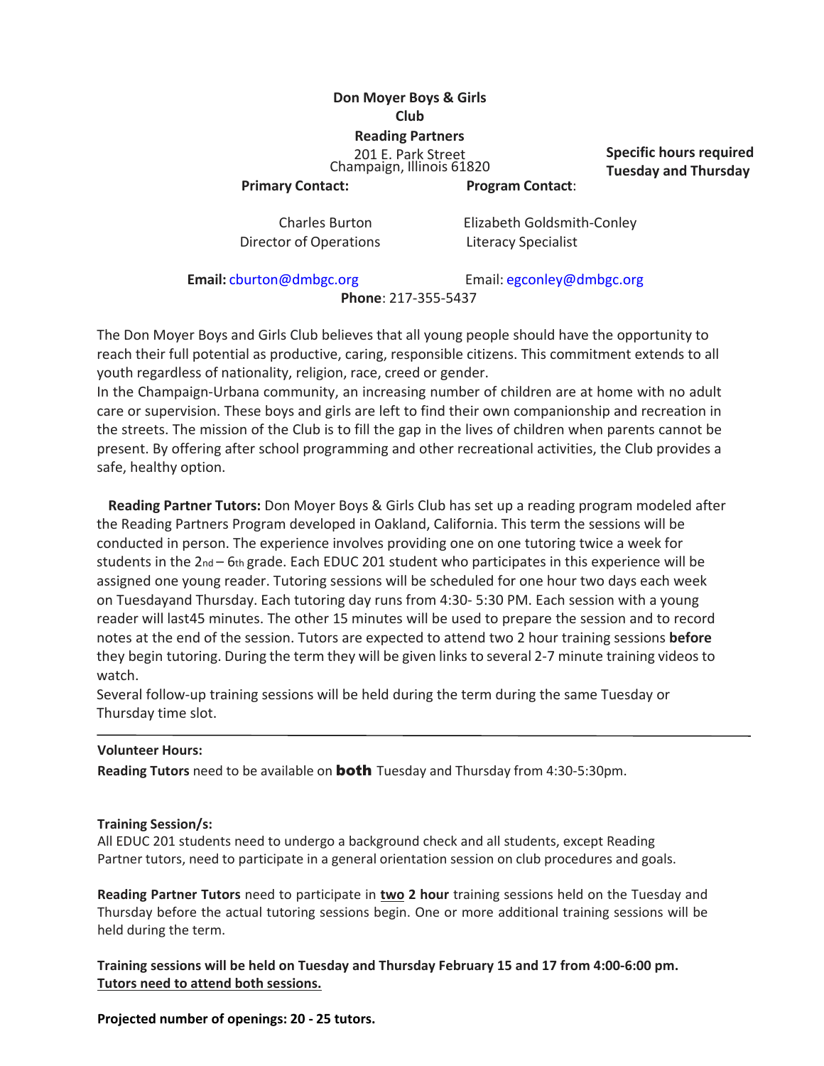**Don Moyer Boys & Girls Club**

**Reading Partners**

201 E. Park Street
Champaign, Illinois 61820

**Specific hours required Tuesday and Thursday**

| **Primary Contact:** | **Program Contact**: |
|---|---|
| Charles Burton | Elizabeth Goldsmith-Conley |
| Director of Operations | Literacy Specialist |
| **Email:** cburton@dmbgc.org | Email: egconley@dmbgc.org |

**Phone**: 217-355-5437

The Don Moyer Boys and Girls Club believes that all young people should have the opportunity to reach their full potential as productive, caring, responsible citizens. This commitment extends to all youth regardless of nationality, religion, race, creed or gender.

In the Champaign-Urbana community, an increasing number of children are at home with no adult care or supervision. These boys and girls are left to find their own companionship and recreation in the streets. The mission of the Club is to fill the gap in the lives of children when parents cannot be present. By offering after school programming and other recreational activities, the Club provides a safe, healthy option.

**Reading Partner Tutors:** Don Moyer Boys & Girls Club has set up a reading program modeled after the Reading Partners Program developed in Oakland, California. This term the sessions will be conducted in person. The experience involves providing one on one tutoring twice a week for students in the 2nd – 6th grade. Each EDUC 201 student who participates in this experience will be assigned one young reader. Tutoring sessions will be scheduled for one hour two days each week on Tuesdayand Thursday. Each tutoring day runs from 4:30- 5:30 PM. Each session with a young reader will last45 minutes. The other 15 minutes will be used to prepare the session and to record notes at the end of the session. Tutors are expected to attend two 2 hour training sessions **before** they begin tutoring. During the term they will be given links to several 2-7 minute training videos to watch.

Several follow-up training sessions will be held during the term during the same Tuesday or Thursday time slot.

---

**Volunteer Hours:**

**Reading Tutors** need to be available on **both** Tuesday and Thursday from 4:30-5:30pm.

**Training Session/s:**

All EDUC 201 students need to undergo a background check and all students, except Reading Partner tutors, need to participate in a general orientation session on club procedures and goals.

**Reading Partner Tutors** need to participate in **two 2 hour** training sessions held on the Tuesday and Thursday before the actual tutoring sessions begin. One or more additional training sessions will be held during the term.

**Training sessions will be held on Tuesday and Thursday February 15 and 17 from 4:00-6:00 pm. Tutors need to attend both sessions.**

**Projected number of openings: 20 - 25 tutors.**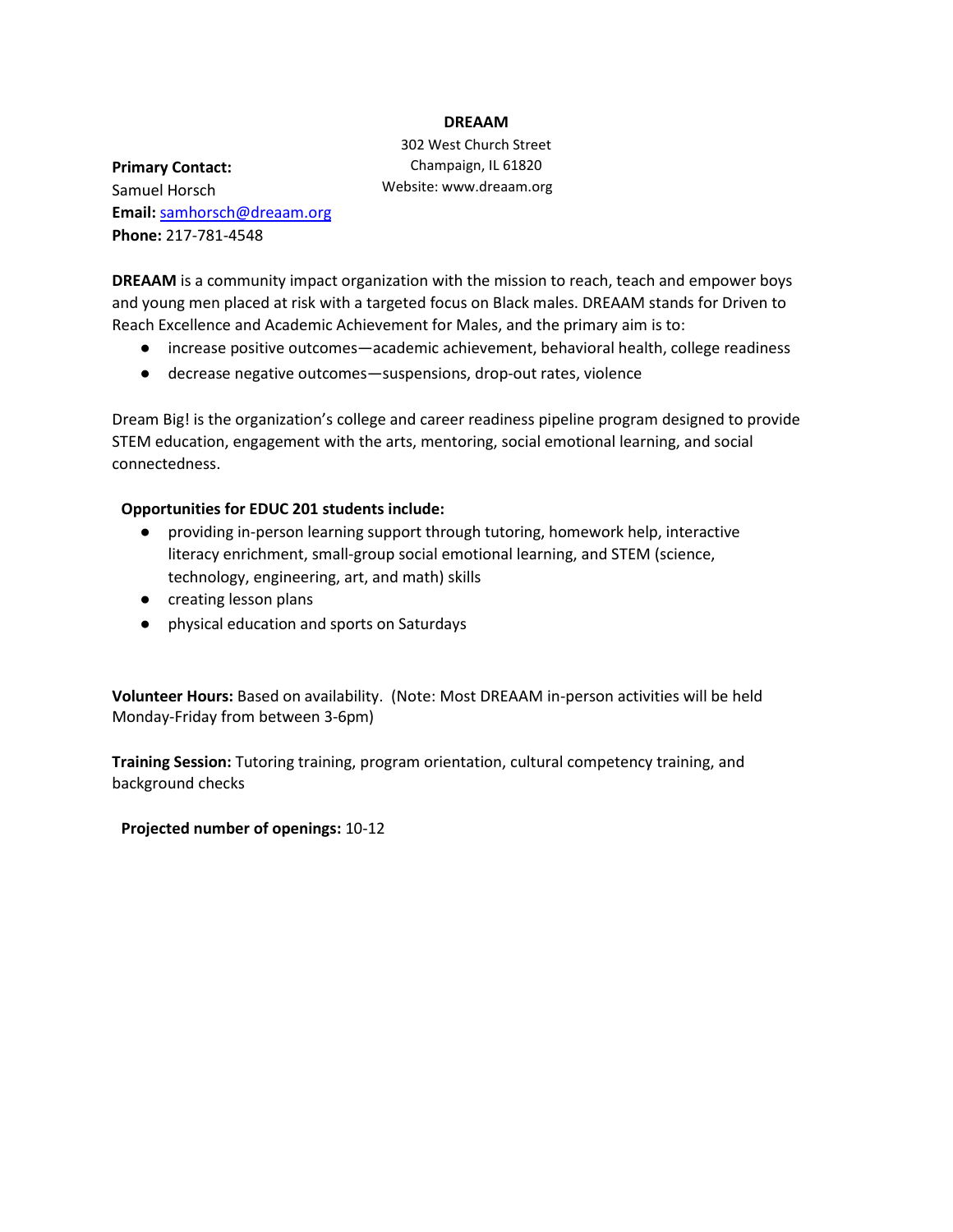**DREAAM**

302 West Church Street
Champaign, IL 61820
Website: www.dreaam.org

**Primary Contact:**
Samuel Horsch
**Email:** samhorsch@dreaam.org
**Phone:** 217-781-4548

**DREAAM** is a community impact organization with the mission to reach, teach and empower boys and young men placed at risk with a targeted focus on Black males. DREAAM stands for Driven to Reach Excellence and Academic Achievement for Males, and the primary aim is to:

- increase positive outcomes—academic achievement, behavioral health, college readiness
- decrease negative outcomes—suspensions, drop-out rates, violence

Dream Big! is the organization's college and career readiness pipeline program designed to provide STEM education, engagement with the arts, mentoring, social emotional learning, and social connectedness.

**Opportunities for EDUC 201 students include:**

- providing in-person learning support through tutoring, homework help, interactive literacy enrichment, small-group social emotional learning, and STEM (science, technology, engineering, art, and math) skills
- creating lesson plans
- physical education and sports on Saturdays

**Volunteer Hours:** Based on availability. (Note: Most DREAAM in-person activities will be held Monday-Friday from between 3-6pm)

**Training Session:** Tutoring training, program orientation, cultural competency training, and background checks

**Projected number of openings:** 10-12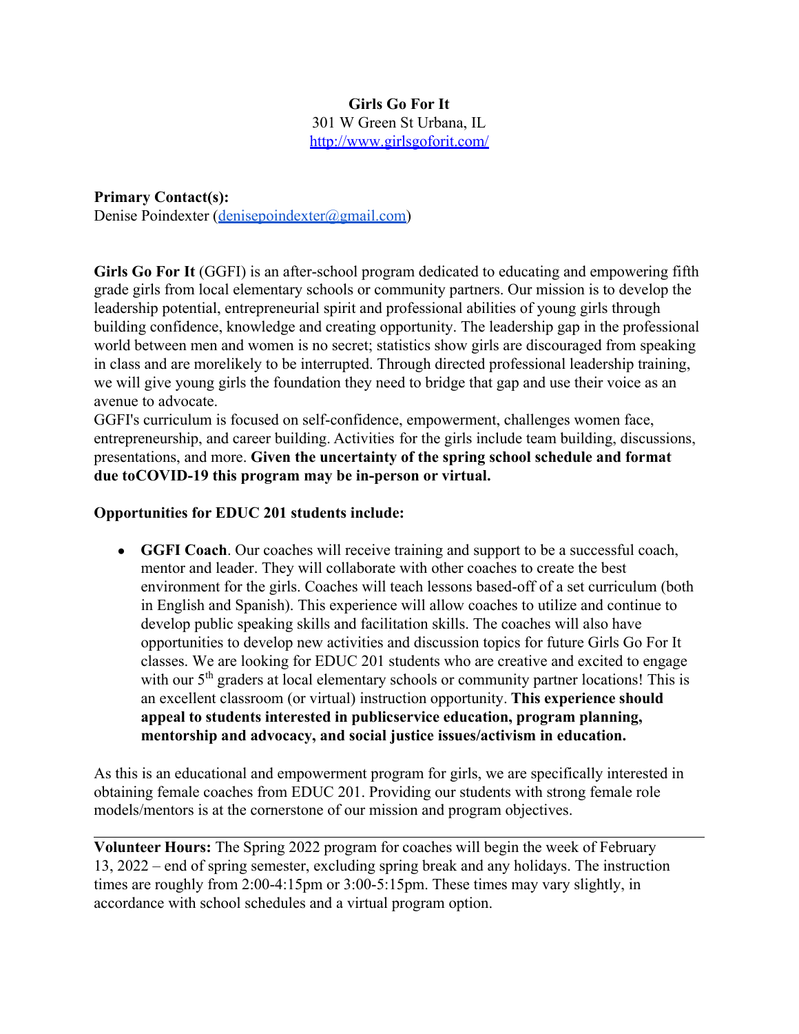**Girls Go For It**
301 W Green St Urbana, IL
[http://www.girlsgoforit.com/](http://www.girlsgoforit.com/)

**Primary Contact(s):**
Denise Poindexter ([denisepoindexter@gmail.com](mailto:denisepoindexter@gmail.com))

**Girls Go For It** (GGFI) is an after-school program dedicated to educating and empowering fifth grade girls from local elementary schools or community partners. Our mission is to develop the leadership potential, entrepreneurial spirit and professional abilities of young girls through building confidence, knowledge and creating opportunity. The leadership gap in the professional world between men and women is no secret; statistics show girls are discouraged from speaking in class and are morelikely to be interrupted. Through directed professional leadership training, we will give young girls the foundation they need to bridge that gap and use their voice as an avenue to advocate.
GGFI's curriculum is focused on self-confidence, empowerment, challenges women face, entrepreneurship, and career building. Activities for the girls include team building, discussions, presentations, and more. **Given the uncertainty of the spring school schedule and format due toCOVID-19 this program may be in-person or virtual.**

**Opportunities for EDUC 201 students include:**

- **GGFI Coach**. Our coaches will receive training and support to be a successful coach, mentor and leader. They will collaborate with other coaches to create the best environment for the girls. Coaches will teach lessons based-off of a set curriculum (both in English and Spanish). This experience will allow coaches to utilize and continue to develop public speaking skills and facilitation skills. The coaches will also have opportunities to develop new activities and discussion topics for future Girls Go For It classes. We are looking for EDUC 201 students who are creative and excited to engage with our 5th graders at local elementary schools or community partner locations! This is an excellent classroom (or virtual) instruction opportunity. **This experience should appeal to students interested in publicservice education, program planning, mentorship and advocacy, and social justice issues/activism in education.**

As this is an educational and empowerment program for girls, we are specifically interested in obtaining female coaches from EDUC 201. Providing our students with strong female role models/mentors is at the cornerstone of our mission and program objectives.

---

**Volunteer Hours:** The Spring 2022 program for coaches will begin the week of February 13, 2022 – end of spring semester, excluding spring break and any holidays. The instruction times are roughly from 2:00-4:15pm or 3:00-5:15pm. These times may vary slightly, in accordance with school schedules and a virtual program option.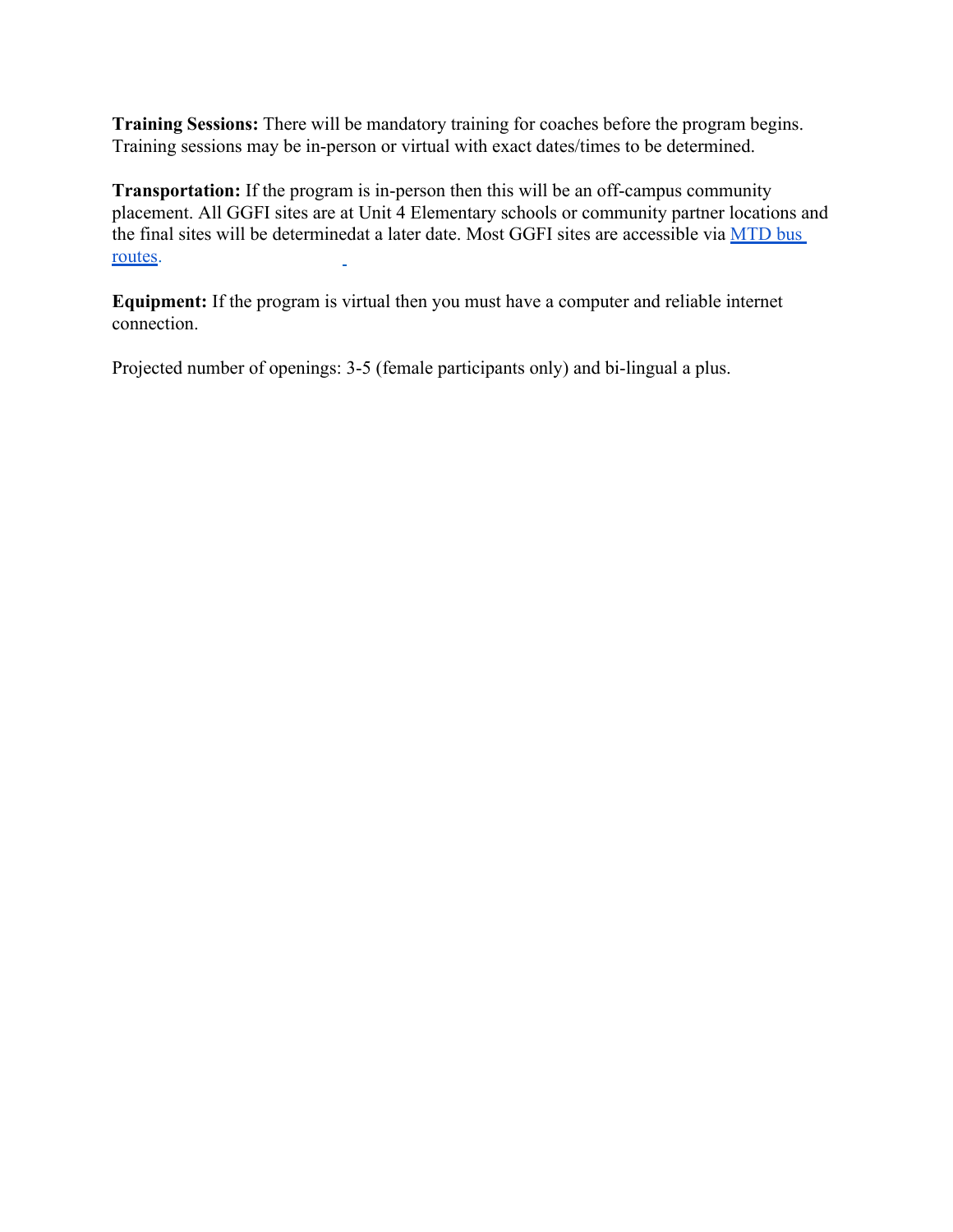**Training Sessions:** There will be mandatory training for coaches before the program begins. Training sessions may be in-person or virtual with exact dates/times to be determined.

**Transportation:** If the program is in-person then this will be an off-campus community placement. All GGFI sites are at Unit 4 Elementary schools or community partner locations and the final sites will be determinedat a later date. Most GGFI sites are accessible via MTD bus routes.

**Equipment:** If the program is virtual then you must have a computer and reliable internet connection.

Projected number of openings: 3-5 (female participants only) and bi-lingual a plus.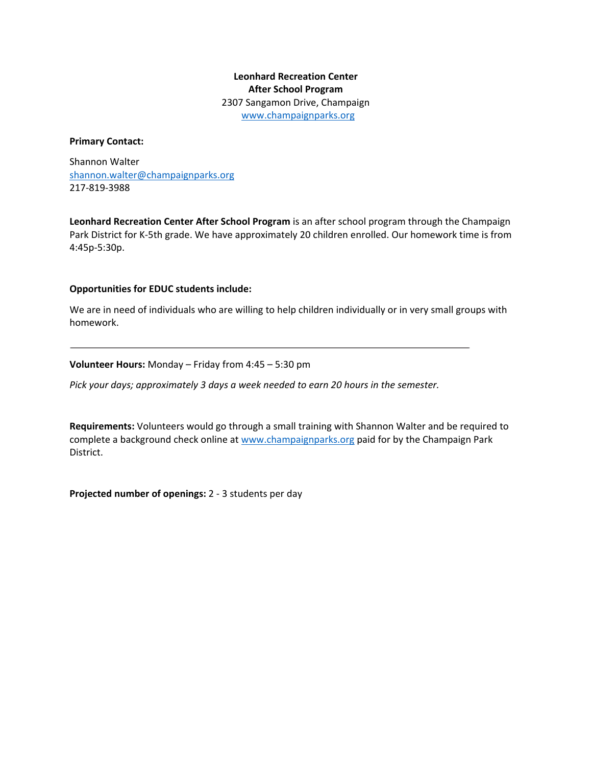**Leonhard Recreation Center**
**After School Program**
2307 Sangamon Drive, Champaign
www.champaignparks.org

**Primary Contact:**

Shannon Walter
shannon.walter@champaignparks.org
217-819-3988

**Leonhard Recreation Center After School Program** is an after school program through the Champaign Park District for K-5th grade. We have approximately 20 children enrolled. Our homework time is from 4:45p-5:30p.

**Opportunities for EDUC students include:**

We are in need of individuals who are willing to help children individually or in very small groups with homework.

---

**Volunteer Hours:** Monday – Friday from 4:45 – 5:30 pm

*Pick your days; approximately 3 days a week needed to earn 20 hours in the semester.*

**Requirements:** Volunteers would go through a small training with Shannon Walter and be required to complete a background check online at www.champaignparks.org paid for by the Champaign Park District.

**Projected number of openings:** 2 - 3 students per day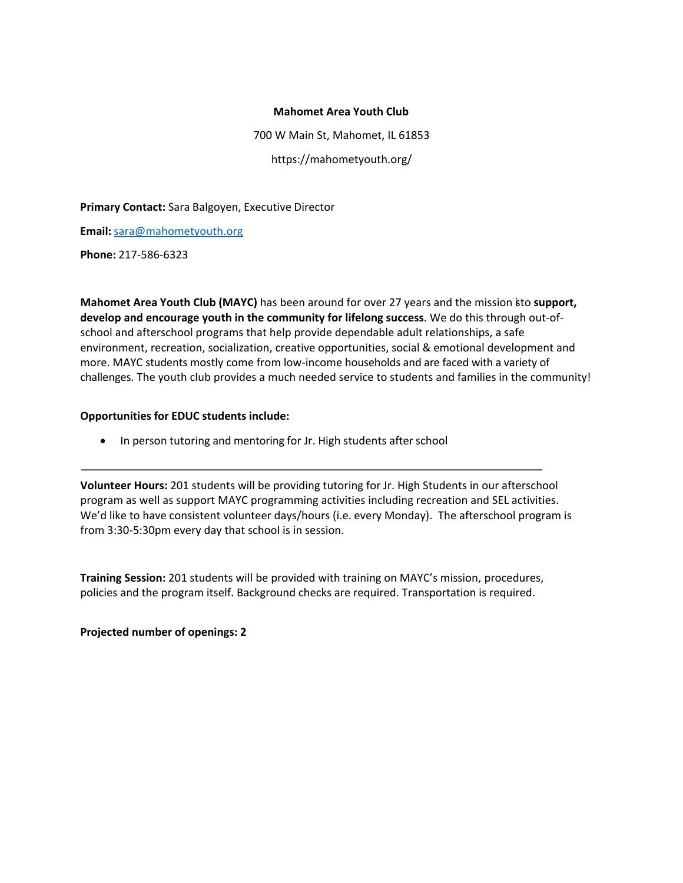**Mahomet Area Youth Club**

700 W Main St, Mahomet, IL 61853

https://mahometyouth.org/

**Primary Contact:** Sara Balgoyen, Executive Director

**Email:** sara@mahometyouth.org

**Phone:** 217-586-6323

**Mahomet Area Youth Club (MAYC)** has been around for over 27 years and the mission is to **support, develop and encourage youth in the community for lifelong success**. We do this through out-of-school and afterschool programs that help provide dependable adult relationships, a safe environment, recreation, socialization, creative opportunities, social & emotional development and more. MAYC students mostly come from low-income households and are faced with a variety of challenges. The youth club provides a much needed service to students and families in the community!

**Opportunities for EDUC students include:**

- In person tutoring and mentoring for Jr. High students after school

---

**Volunteer Hours:** 201 students will be providing tutoring for Jr. High Students in our afterschool program as well as support MAYC programming activities including recreation and SEL activities. We'd like to have consistent volunteer days/hours (i.e. every Monday). The afterschool program is from 3:30-5:30pm every day that school is in session.

**Training Session:** 201 students will be provided with training on MAYC's mission, procedures, policies and the program itself. Background checks are required. Transportation is required.

**Projected number of openings: 2**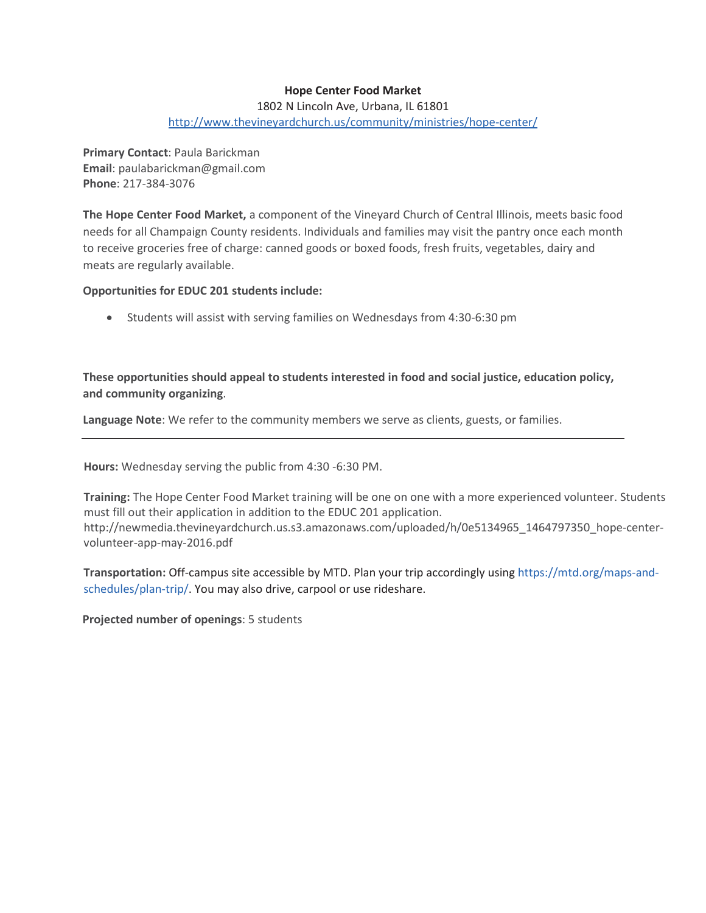**Hope Center Food Market**

1802 N Lincoln Ave, Urbana, IL 61801

http://www.thevineyardchurch.us/community/ministries/hope-center/

**Primary Contact**: Paula Barickman
**Email**: paulabarickman@gmail.com
**Phone**: 217-384-3076

**The Hope Center Food Market,** a component of the Vineyard Church of Central Illinois, meets basic food needs for all Champaign County residents. Individuals and families may visit the pantry once each month to receive groceries free of charge: canned goods or boxed foods, fresh fruits, vegetables, dairy and meats are regularly available.

**Opportunities for EDUC 201 students include:**

- Students will assist with serving families on Wednesdays from 4:30-6:30 pm

**These opportunities should appeal to students interested in food and social justice, education policy, and community organizing**.

**Language Note**: We refer to the community members we serve as clients, guests, or families.

---

**Hours:** Wednesday serving the public from 4:30 -6:30 PM.

**Training:** The Hope Center Food Market training will be one on one with a more experienced volunteer. Students must fill out their application in addition to the EDUC 201 application. http://newmedia.thevineyardchurch.us.s3.amazonaws.com/uploaded/h/0e5134965_1464797350_hope-center-volunteer-app-may-2016.pdf

**Transportation:** Off-campus site accessible by MTD. Plan your trip accordingly using https://mtd.org/maps-and-schedules/plan-trip/. You may also drive, carpool or use rideshare.

**Projected number of openings**: 5 students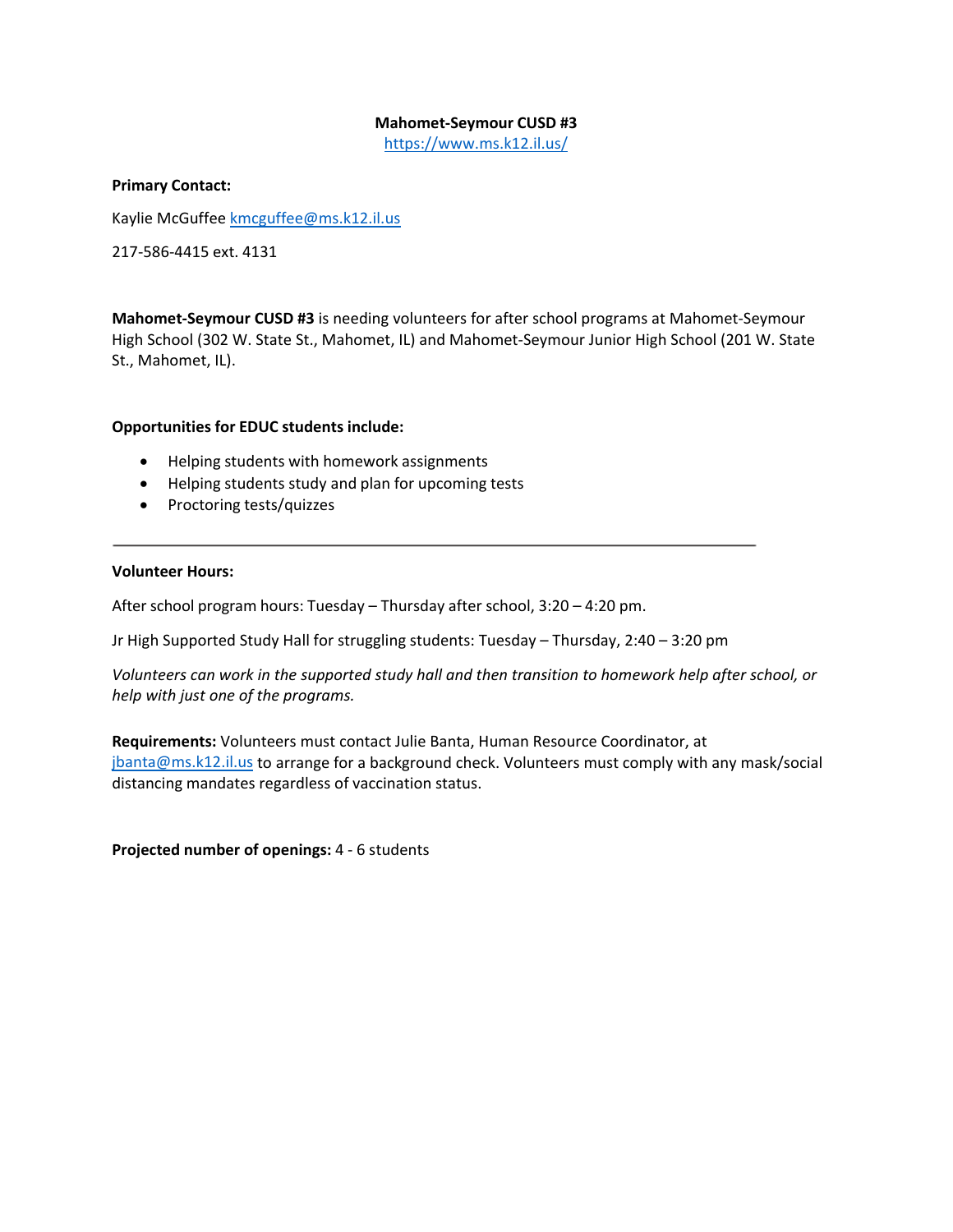**Mahomet-Seymour CUSD #3**
https://www.ms.k12.il.us/

**Primary Contact:**

Kaylie McGuffee kmcguffee@ms.k12.il.us

217-586-4415 ext. 4131

**Mahomet-Seymour CUSD #3** is needing volunteers for after school programs at Mahomet-Seymour High School (302 W. State St., Mahomet, IL) and Mahomet-Seymour Junior High School (201 W. State St., Mahomet, IL).

**Opportunities for EDUC students include:**

- Helping students with homework assignments
- Helping students study and plan for upcoming tests
- Proctoring tests/quizzes

---

**Volunteer Hours:**

After school program hours: Tuesday – Thursday after school, 3:20 – 4:20 pm.

Jr High Supported Study Hall for struggling students: Tuesday – Thursday, 2:40 – 3:20 pm

*Volunteers can work in the supported study hall and then transition to homework help after school, or help with just one of the programs.*

**Requirements:** Volunteers must contact Julie Banta, Human Resource Coordinator, at jbanta@ms.k12.il.us to arrange for a background check. Volunteers must comply with any mask/social distancing mandates regardless of vaccination status.

**Projected number of openings:** 4 - 6 students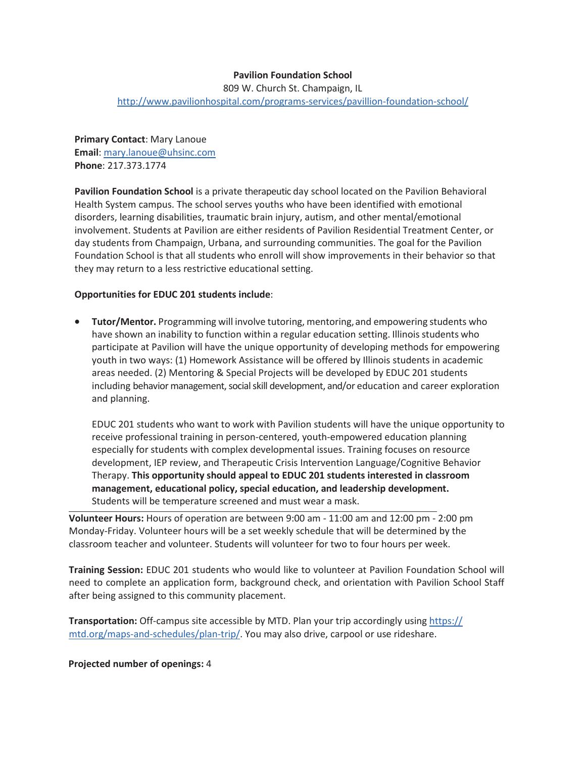**Pavilion Foundation School**

809 W. Church St. Champaign, IL

http://www.pavilionhospital.com/programs-services/pavillion-foundation-school/

**Primary Contact**: Mary Lanoue
**Email**: mary.lanoue@uhsinc.com
**Phone**: 217.373.1774

**Pavilion Foundation School** is a private therapeutic day school located on the Pavilion Behavioral Health System campus. The school serves youths who have been identified with emotional disorders, learning disabilities, traumatic brain injury, autism, and other mental/emotional involvement. Students at Pavilion are either residents of Pavilion Residential Treatment Center, or day students from Champaign, Urbana, and surrounding communities. The goal for the Pavilion Foundation School is that all students who enroll will show improvements in their behavior so that they may return to a less restrictive educational setting.

**Opportunities for EDUC 201 students include**:

- **Tutor/Mentor.** Programming will involve tutoring, mentoring, and empowering students who have shown an inability to function within a regular education setting. Illinois students who participate at Pavilion will have the unique opportunity of developing methods for empowering youth in two ways: (1) Homework Assistance will be offered by Illinois students in academic areas needed. (2) Mentoring & Special Projects will be developed by EDUC 201 students including behavior management, social skill development, and/or education and career exploration and planning.

  EDUC 201 students who want to work with Pavilion students will have the unique opportunity to receive professional training in person-centered, youth-empowered education planning especially for students with complex developmental issues. Training focuses on resource development, IEP review, and Therapeutic Crisis Intervention Language/Cognitive Behavior Therapy. **This opportunity should appeal to EDUC 201 students interested in classroom management, educational policy, special education, and leadership development.** Students will be temperature screened and must wear a mask.

---

**Volunteer Hours:** Hours of operation are between 9:00 am - 11:00 am and 12:00 pm - 2:00 pm Monday-Friday. Volunteer hours will be a set weekly schedule that will be determined by the classroom teacher and volunteer. Students will volunteer for two to four hours per week.

**Training Session:** EDUC 201 students who would like to volunteer at Pavilion Foundation School will need to complete an application form, background check, and orientation with Pavilion School Staff after being assigned to this community placement.

**Transportation:** Off-campus site accessible by MTD. Plan your trip accordingly using https://mtd.org/maps-and-schedules/plan-trip/. You may also drive, carpool or use rideshare.

**Projected number of openings:** 4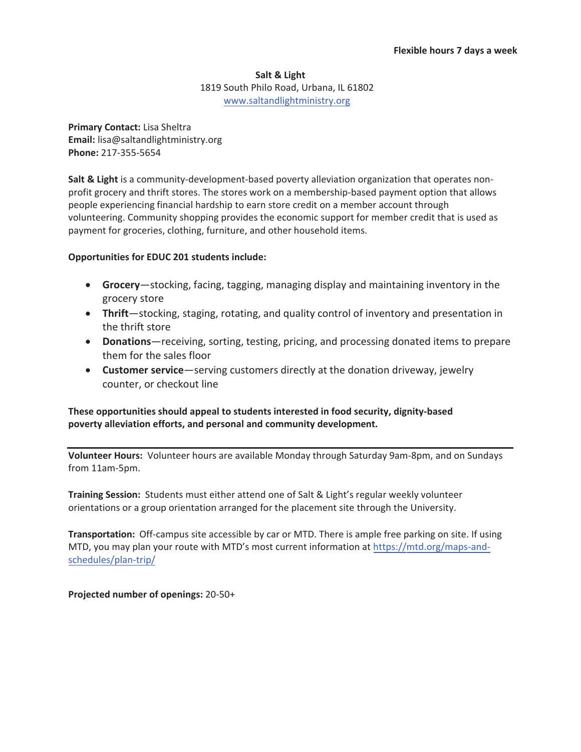**Flexible hours 7 days a week**

**Salt & Light**
1819 South Philo Road, Urbana, IL 61802
www.saltandlightministry.org

**Primary Contact:** Lisa Sheltra
**Email:** lisa@saltandlightministry.org
**Phone:** 217-355-5654

**Salt & Light** is a community-development-based poverty alleviation organization that operates non-profit grocery and thrift stores. The stores work on a membership-based payment option that allows people experiencing financial hardship to earn store credit on a member account through volunteering. Community shopping provides the economic support for member credit that is used as payment for groceries, clothing, furniture, and other household items.

**Opportunities for EDUC 201 students include:**

- **Grocery**—stocking, facing, tagging, managing display and maintaining inventory in the grocery store
- **Thrift**—stocking, staging, rotating, and quality control of inventory and presentation in the thrift store
- **Donations**—receiving, sorting, testing, pricing, and processing donated items to prepare them for the sales floor
- **Customer service**—serving customers directly at the donation driveway, jewelry counter, or checkout line

**These opportunities should appeal to students interested in food security, dignity-based poverty alleviation efforts, and personal and community development.**

---

**Volunteer Hours:** Volunteer hours are available Monday through Saturday 9am-8pm, and on Sundays from 11am-5pm.

**Training Session:** Students must either attend one of Salt & Light's regular weekly volunteer orientations or a group orientation arranged for the placement site through the University.

**Transportation:** Off-campus site accessible by car or MTD. There is ample free parking on site. If using MTD, you may plan your route with MTD's most current information at https://mtd.org/maps-and-schedules/plan-trip/

**Projected number of openings:** 20-50+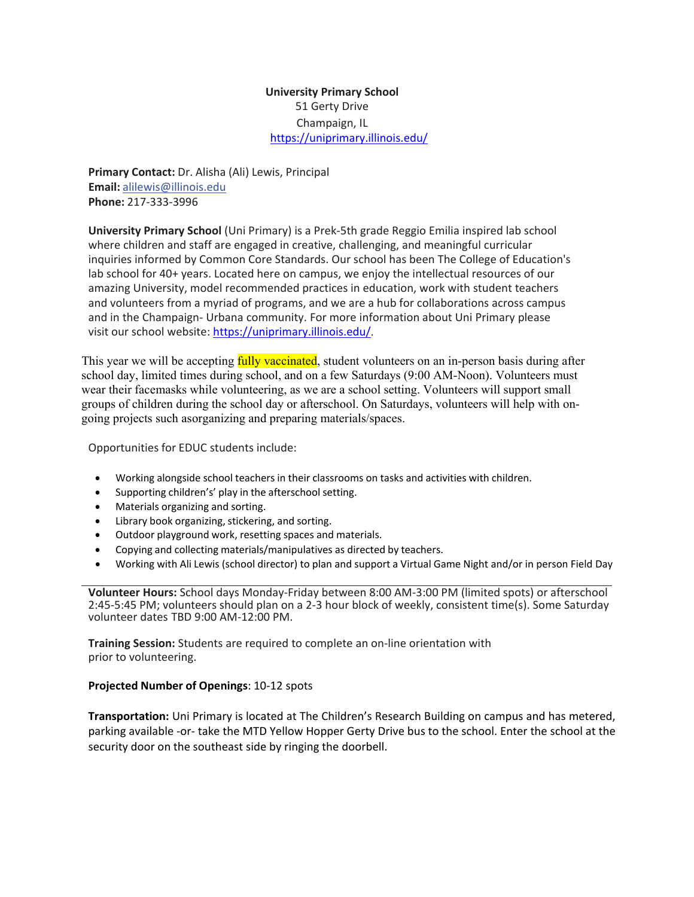**University Primary School**
51 Gerty Drive
Champaign, IL
https://uniprimary.illinois.edu/

**Primary Contact:** Dr. Alisha (Ali) Lewis, Principal
**Email:** alilewis@illinois.edu
**Phone:** 217-333-3996

**University Primary School** (Uni Primary) is a Prek-5th grade Reggio Emilia inspired lab school where children and staff are engaged in creative, challenging, and meaningful curricular inquiries informed by Common Core Standards. Our school has been The College of Education's lab school for 40+ years. Located here on campus, we enjoy the intellectual resources of our amazing University, model recommended practices in education, work with student teachers and volunteers from a myriad of programs, and we are a hub for collaborations across campus and in the Champaign- Urbana community. For more information about Uni Primary please visit our school website: https://uniprimary.illinois.edu/.

This year we will be accepting fully vaccinated, student volunteers on an in-person basis during after school day, limited times during school, and on a few Saturdays (9:00 AM-Noon). Volunteers must wear their facemasks while volunteering, as we are a school setting. Volunteers will support small groups of children during the school day or afterschool. On Saturdays, volunteers will help with on-going projects such asorganizing and preparing materials/spaces.

Opportunities for EDUC students include:

- Working alongside school teachers in their classrooms on tasks and activities with children.
- Supporting children's' play in the afterschool setting.
- Materials organizing and sorting.
- Library book organizing, stickering, and sorting.
- Outdoor playground work, resetting spaces and materials.
- Copying and collecting materials/manipulatives as directed by teachers.
- Working with Ali Lewis (school director) to plan and support a Virtual Game Night and/or in person Field Day

---

**Volunteer Hours:** School days Monday-Friday between 8:00 AM-3:00 PM (limited spots) or afterschool 2:45-5:45 PM; volunteers should plan on a 2-3 hour block of weekly, consistent time(s). Some Saturday volunteer dates TBD 9:00 AM-12:00 PM.

**Training Session:** Students are required to complete an on-line orientation with prior to volunteering.

**Projected Number of Openings**: 10-12 spots

**Transportation:** Uni Primary is located at The Children's Research Building on campus and has metered, parking available -or- take the MTD Yellow Hopper Gerty Drive bus to the school. Enter the school at the security door on the southeast side by ringing the doorbell.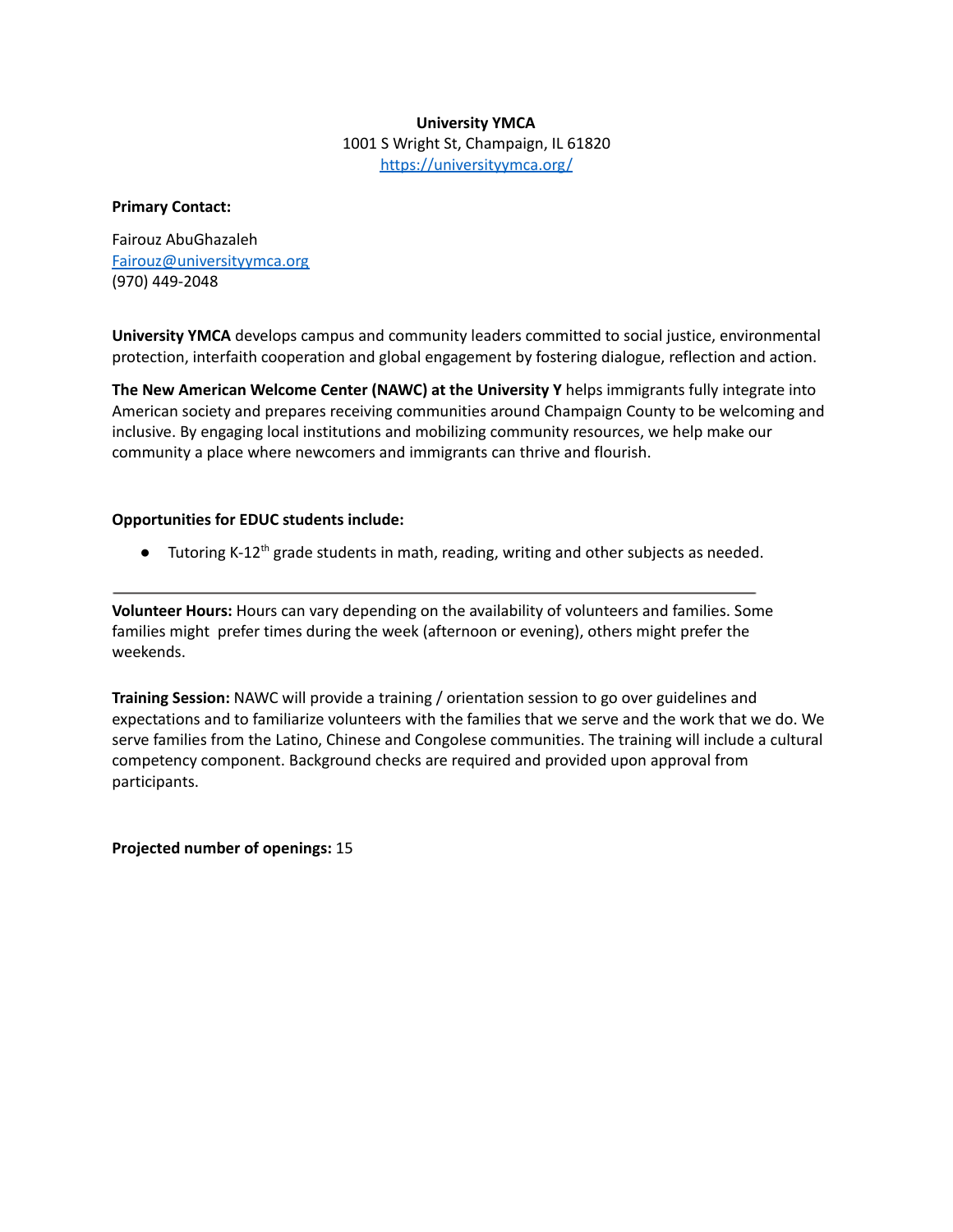**University YMCA**
1001 S Wright St, Champaign, IL 61820
[https://universityymca.org/](https://universityymca.org/)

**Primary Contact:**

Fairouz AbuGhazaleh
[Fairouz@universityymca.org](mailto:Fairouz@universityymca.org)
(970) 449-2048

**University YMCA** develops campus and community leaders committed to social justice, environmental protection, interfaith cooperation and global engagement by fostering dialogue, reflection and action.

**The New American Welcome Center (NAWC) at the University Y** helps immigrants fully integrate into American society and prepares receiving communities around Champaign County to be welcoming and inclusive. By engaging local institutions and mobilizing community resources, we help make our community a place where newcomers and immigrants can thrive and flourish.

**Opportunities for EDUC students include:**

- Tutoring K-12th grade students in math, reading, writing and other subjects as needed.

---

**Volunteer Hours:** Hours can vary depending on the availability of volunteers and families. Some families might prefer times during the week (afternoon or evening), others might prefer the weekends.

**Training Session:** NAWC will provide a training / orientation session to go over guidelines and expectations and to familiarize volunteers with the families that we serve and the work that we do. We serve families from the Latino, Chinese and Congolese communities. The training will include a cultural competency component. Background checks are required and provided upon approval from participants.

**Projected number of openings:** 15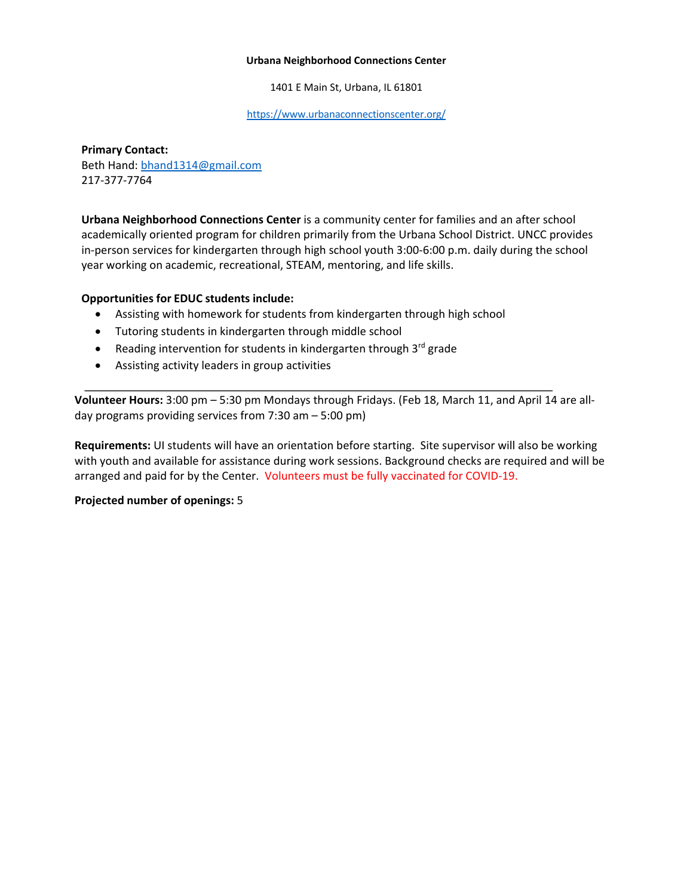**Urbana Neighborhood Connections Center**

1401 E Main St, Urbana, IL 61801

https://www.urbanaconnectionscenter.org/

**Primary Contact:**
Beth Hand: bhand1314@gmail.com
217-377-7764

**Urbana Neighborhood Connections Center** is a community center for families and an after school academically oriented program for children primarily from the Urbana School District. UNCC provides in-person services for kindergarten through high school youth 3:00-6:00 p.m. daily during the school year working on academic, recreational, STEAM, mentoring, and life skills.

**Opportunities for EDUC students include:**

- Assisting with homework for students from kindergarten through high school
- Tutoring students in kindergarten through middle school
- Reading intervention for students in kindergarten through 3rd grade
- Assisting activity leaders in group activities

---

**Volunteer Hours:** 3:00 pm – 5:30 pm Mondays through Fridays. (Feb 18, March 11, and April 14 are all-day programs providing services from 7:30 am – 5:00 pm)

**Requirements:** UI students will have an orientation before starting. Site supervisor will also be working with youth and available for assistance during work sessions. Background checks are required and will be arranged and paid for by the Center. Volunteers must be fully vaccinated for COVID-19.

**Projected number of openings:** 5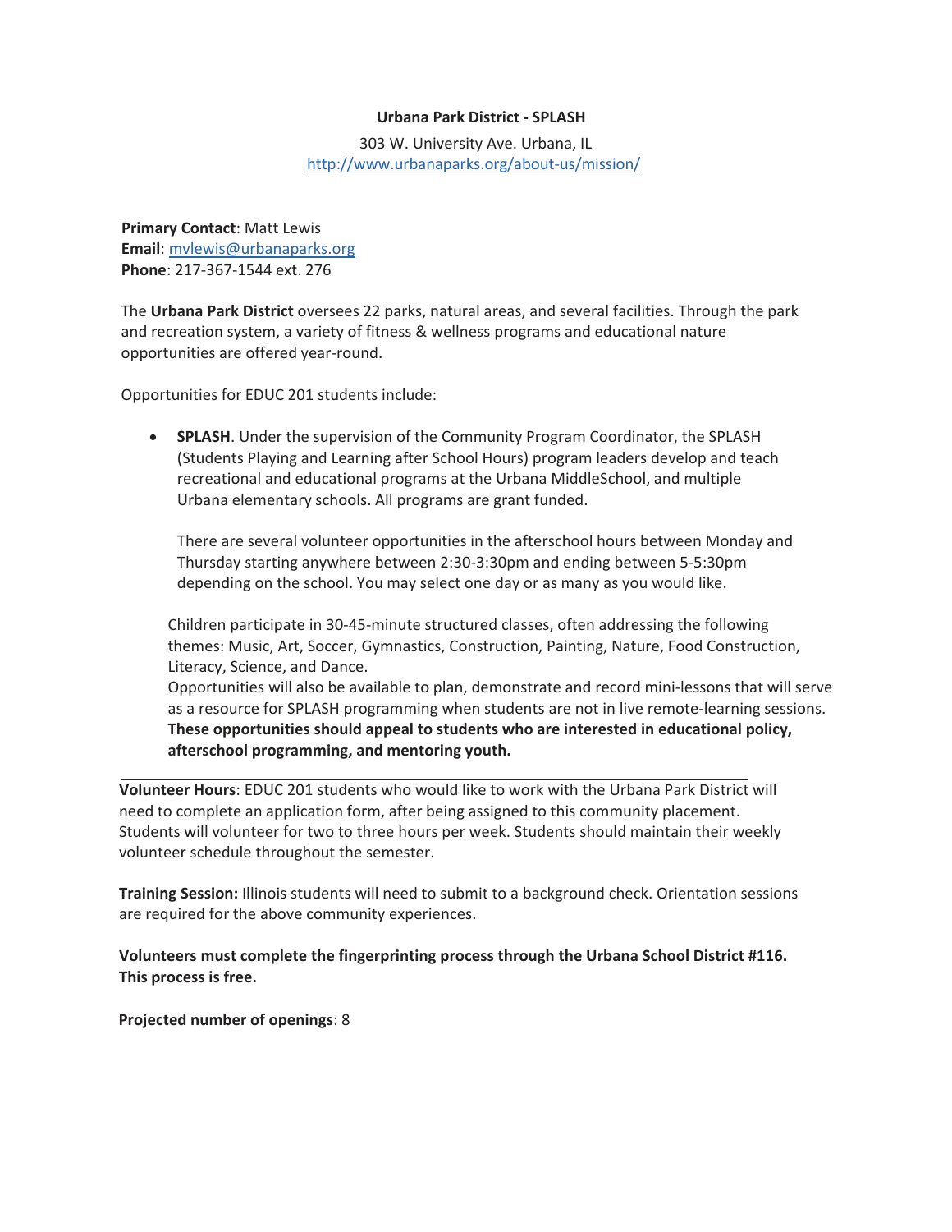**Urbana Park District - SPLASH**

303 W. University Ave. Urbana, IL
http://www.urbanaparks.org/about-us/mission/

**Primary Contact**: Matt Lewis
**Email**: mvlewis@urbanaparks.org
**Phone**: 217-367-1544 ext. 276

The **Urbana Park District** oversees 22 parks, natural areas, and several facilities. Through the park and recreation system, a variety of fitness & wellness programs and educational nature opportunities are offered year-round.

Opportunities for EDUC 201 students include:

- **SPLASH**. Under the supervision of the Community Program Coordinator, the SPLASH (Students Playing and Learning after School Hours) program leaders develop and teach recreational and educational programs at the Urbana MiddleSchool, and multiple Urbana elementary schools. All programs are grant funded.

  There are several volunteer opportunities in the afterschool hours between Monday and Thursday starting anywhere between 2:30-3:30pm and ending between 5-5:30pm depending on the school. You may select one day or as many as you would like.

  Children participate in 30-45-minute structured classes, often addressing the following themes: Music, Art, Soccer, Gymnastics, Construction, Painting, Nature, Food Construction, Literacy, Science, and Dance.
  Opportunities will also be available to plan, demonstrate and record mini-lessons that will serve as a resource for SPLASH programming when students are not in live remote-learning sessions. **These opportunities should appeal to students who are interested in educational policy, afterschool programming, and mentoring youth.**

---

**Volunteer Hours**: EDUC 201 students who would like to work with the Urbana Park District will need to complete an application form, after being assigned to this community placement. Students will volunteer for two to three hours per week. Students should maintain their weekly volunteer schedule throughout the semester.

**Training Session:** Illinois students will need to submit to a background check. Orientation sessions are required for the above community experiences.

**Volunteers must complete the fingerprinting process through the Urbana School District #116. This process is free.**

**Projected number of openings**: 8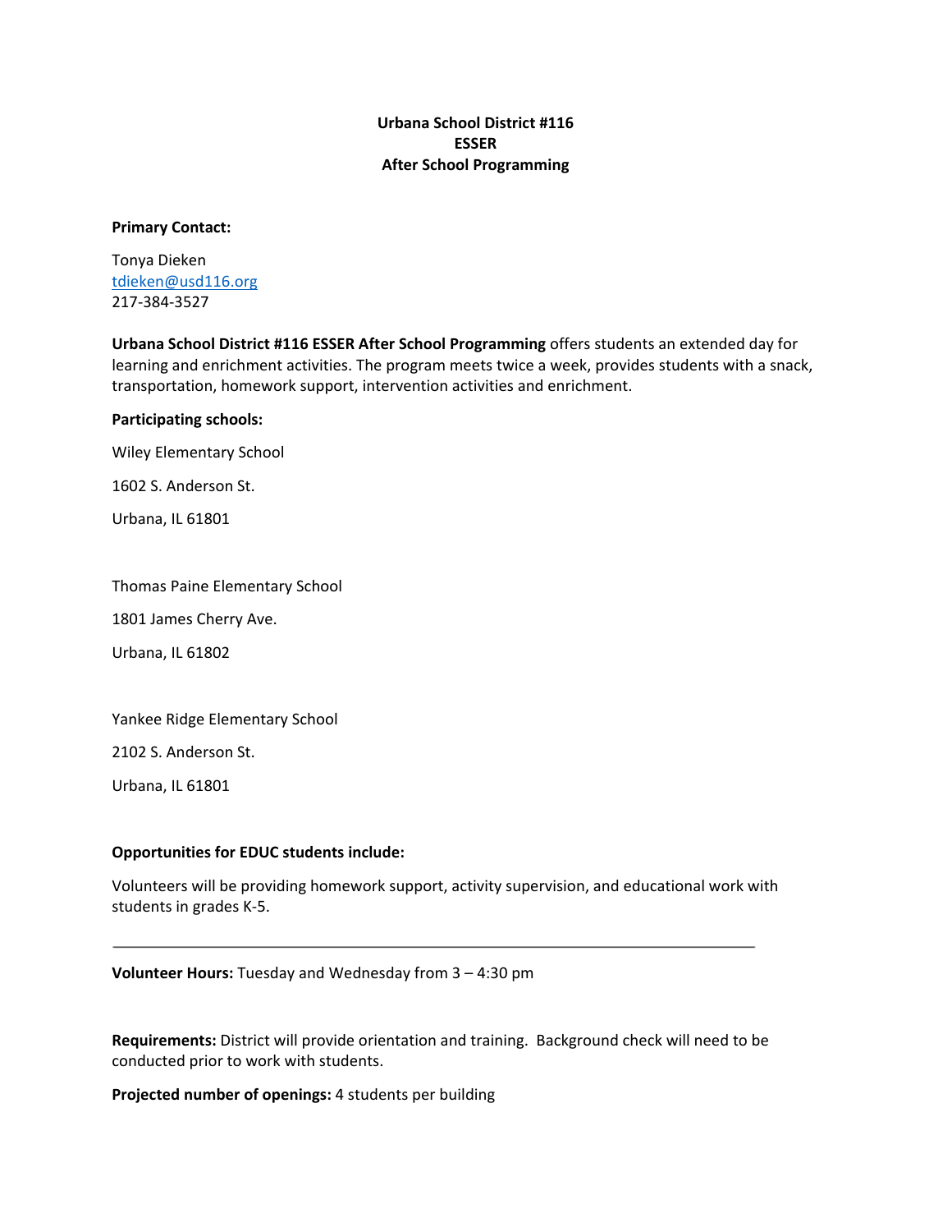**Urbana School District #116**
**ESSER**
**After School Programming**

**Primary Contact:**

Tonya Dieken
tdieken@usd116.org
217-384-3527

**Urbana School District #116 ESSER After School Programming** offers students an extended day for learning and enrichment activities. The program meets twice a week, provides students with a snack, transportation, homework support, intervention activities and enrichment.

**Participating schools:**

Wiley Elementary School

1602 S. Anderson St.

Urbana, IL 61801

Thomas Paine Elementary School

1801 James Cherry Ave.

Urbana, IL 61802

Yankee Ridge Elementary School

2102 S. Anderson St.

Urbana, IL 61801

**Opportunities for EDUC students include:**

Volunteers will be providing homework support, activity supervision, and educational work with students in grades K-5.

---

**Volunteer Hours:** Tuesday and Wednesday from 3 – 4:30 pm

**Requirements:** District will provide orientation and training. Background check will need to be conducted prior to work with students.

**Projected number of openings:** 4 students per building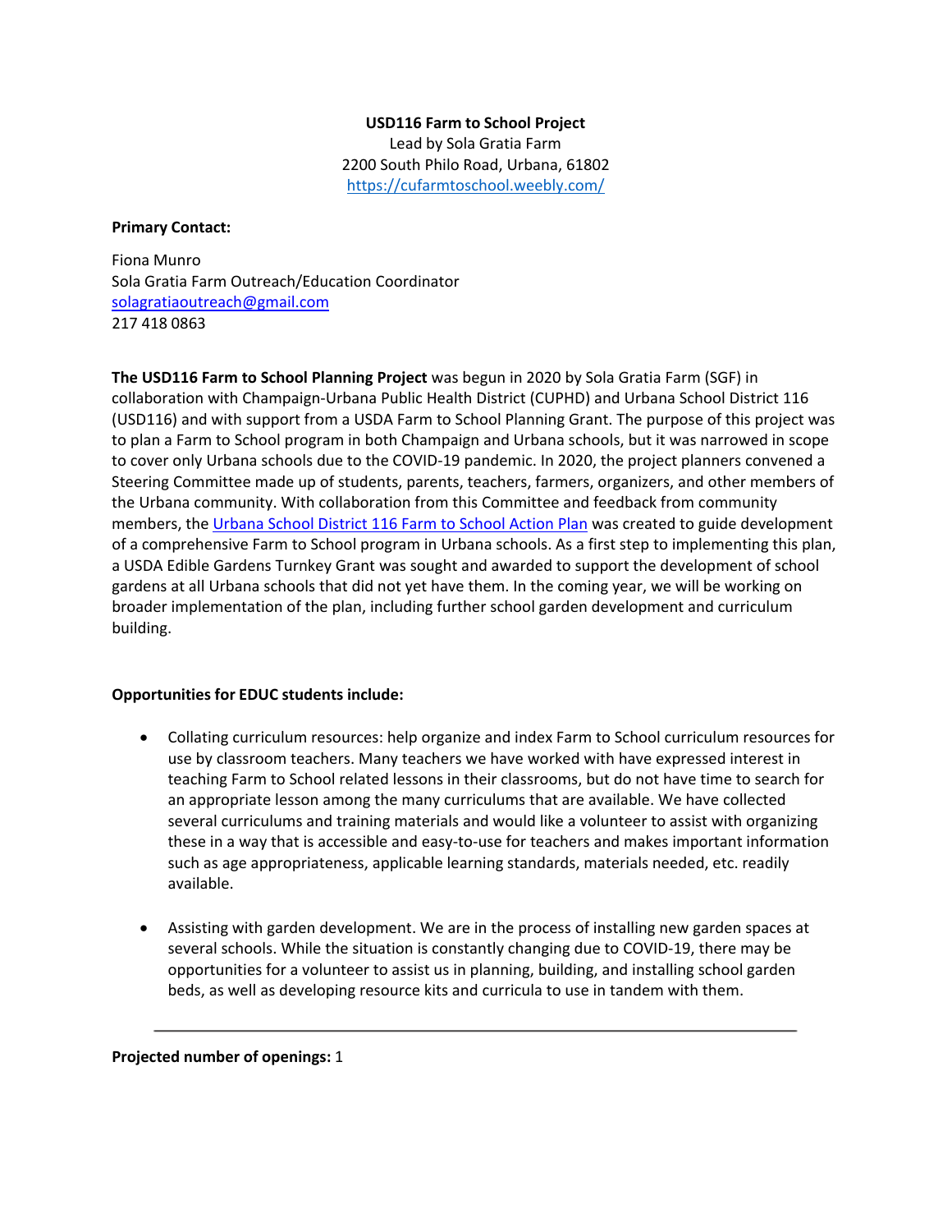**USD116 Farm to School Project**
Lead by Sola Gratia Farm
2200 South Philo Road, Urbana, 61802
https://cufarmtoschool.weebly.com/

**Primary Contact:**

Fiona Munro
Sola Gratia Farm Outreach/Education Coordinator
solagratiaoutreach@gmail.com
217 418 0863

**The USD116 Farm to School Planning Project** was begun in 2020 by Sola Gratia Farm (SGF) in collaboration with Champaign-Urbana Public Health District (CUPHD) and Urbana School District 116 (USD116) and with support from a USDA Farm to School Planning Grant. The purpose of this project was to plan a Farm to School program in both Champaign and Urbana schools, but it was narrowed in scope to cover only Urbana schools due to the COVID-19 pandemic. In 2020, the project planners convened a Steering Committee made up of students, parents, teachers, farmers, organizers, and other members of the Urbana community. With collaboration from this Committee and feedback from community members, the Urbana School District 116 Farm to School Action Plan was created to guide development of a comprehensive Farm to School program in Urbana schools. As a first step to implementing this plan, a USDA Edible Gardens Turnkey Grant was sought and awarded to support the development of school gardens at all Urbana schools that did not yet have them. In the coming year, we will be working on broader implementation of the plan, including further school garden development and curriculum building.

**Opportunities for EDUC students include:**

- Collating curriculum resources: help organize and index Farm to School curriculum resources for use by classroom teachers. Many teachers we have worked with have expressed interest in teaching Farm to School related lessons in their classrooms, but do not have time to search for an appropriate lesson among the many curriculums that are available. We have collected several curriculums and training materials and would like a volunteer to assist with organizing these in a way that is accessible and easy-to-use for teachers and makes important information such as age appropriateness, applicable learning standards, materials needed, etc. readily available.

- Assisting with garden development. We are in the process of installing new garden spaces at several schools. While the situation is constantly changing due to COVID-19, there may be opportunities for a volunteer to assist us in planning, building, and installing school garden beds, as well as developing resource kits and curricula to use in tandem with them.

---

**Projected number of openings:** 1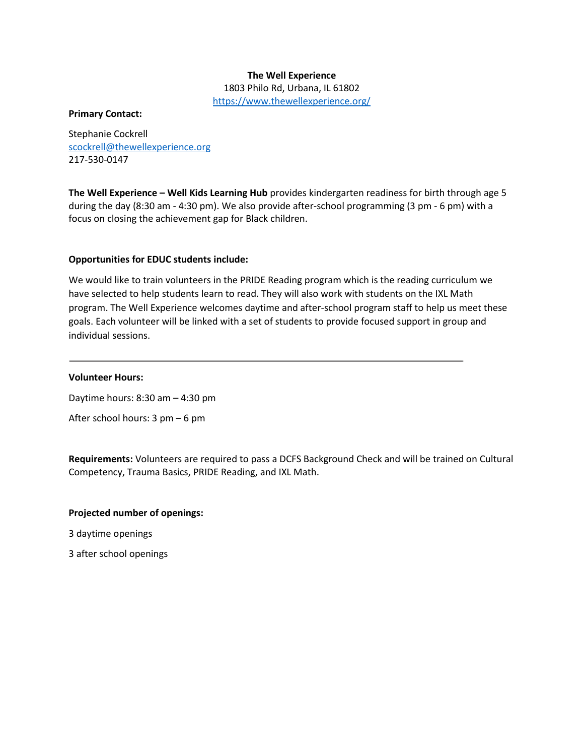**The Well Experience**
1803 Philo Rd, Urbana, IL 61802
https://www.thewellexperience.org/

**Primary Contact:**

Stephanie Cockrell
scockrell@thewellexperience.org
217-530-0147

**The Well Experience – Well Kids Learning Hub** provides kindergarten readiness for birth through age 5 during the day (8:30 am - 4:30 pm). We also provide after-school programming (3 pm - 6 pm) with a focus on closing the achievement gap for Black children.

**Opportunities for EDUC students include:**

We would like to train volunteers in the PRIDE Reading program which is the reading curriculum we have selected to help students learn to read. They will also work with students on the IXL Math program. The Well Experience welcomes daytime and after-school program staff to help us meet these goals. Each volunteer will be linked with a set of students to provide focused support in group and individual sessions.

---

**Volunteer Hours:**

Daytime hours: 8:30 am – 4:30 pm

After school hours: 3 pm – 6 pm

**Requirements:** Volunteers are required to pass a DCFS Background Check and will be trained on Cultural Competency, Trauma Basics, PRIDE Reading, and IXL Math.

**Projected number of openings:**

3 daytime openings

3 after school openings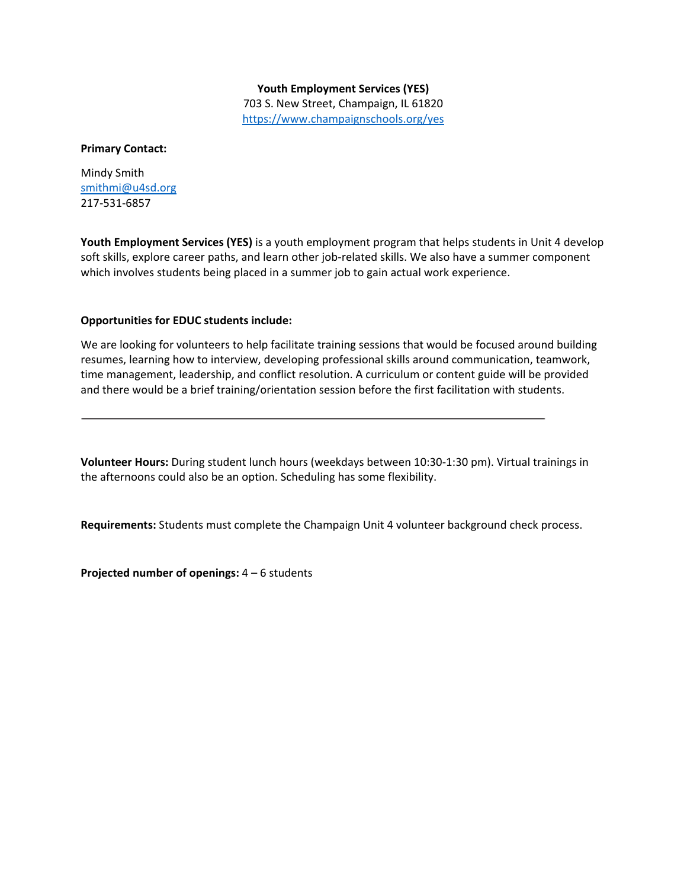**Youth Employment Services (YES)**
703 S. New Street, Champaign, IL 61820
https://www.champaignschools.org/yes

**Primary Contact:**

Mindy Smith
smithmi@u4sd.org
217-531-6857

**Youth Employment Services (YES)** is a youth employment program that helps students in Unit 4 develop soft skills, explore career paths, and learn other job-related skills. We also have a summer component which involves students being placed in a summer job to gain actual work experience.

**Opportunities for EDUC students include:**

We are looking for volunteers to help facilitate training sessions that would be focused around building resumes, learning how to interview, developing professional skills around communication, teamwork, time management, leadership, and conflict resolution. A curriculum or content guide will be provided and there would be a brief training/orientation session before the first facilitation with students.

---

**Volunteer Hours:** During student lunch hours (weekdays between 10:30-1:30 pm). Virtual trainings in the afternoons could also be an option. Scheduling has some flexibility.

**Requirements:** Students must complete the Champaign Unit 4 volunteer background check process.

**Projected number of openings:** 4 – 6 students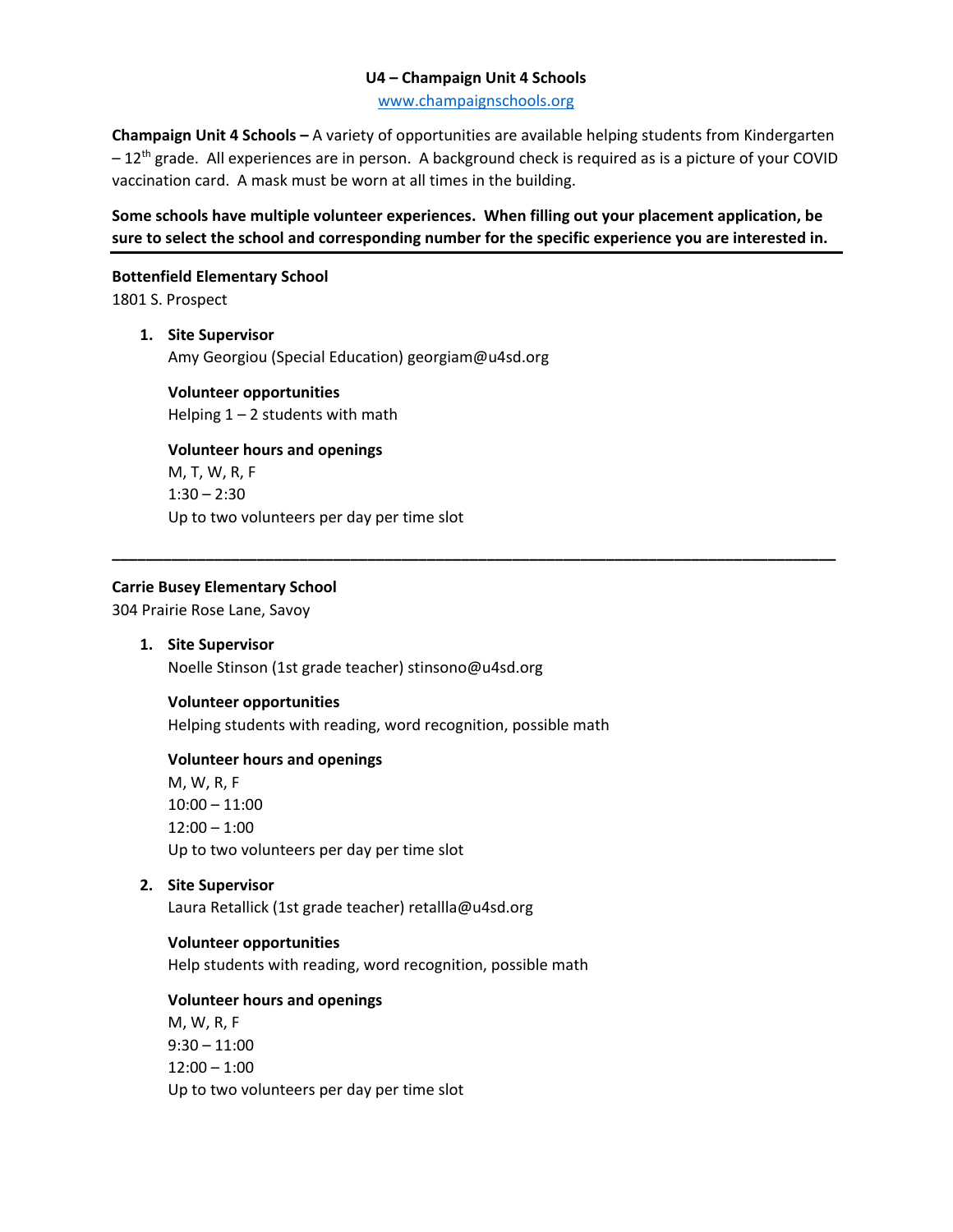**U4 – Champaign Unit 4 Schools**

www.champaignschools.org

**Champaign Unit 4 Schools –** A variety of opportunities are available helping students from Kindergarten – 12th grade. All experiences are in person. A background check is required as is a picture of your COVID vaccination card. A mask must be worn at all times in the building.

**Some schools have multiple volunteer experiences. When filling out your placement application, be sure to select the school and corresponding number for the specific experience you are interested in.**

---

**Bottenfield Elementary School**
1801 S. Prospect

1. **Site Supervisor**
   Amy Georgiou (Special Education) georgiam@u4sd.org

   **Volunteer opportunities**
   Helping 1 – 2 students with math

   **Volunteer hours and openings**
   M, T, W, R, F
   1:30 – 2:30
   Up to two volunteers per day per time slot

---

**Carrie Busey Elementary School**
304 Prairie Rose Lane, Savoy

1. **Site Supervisor**
   Noelle Stinson (1st grade teacher) stinsono@u4sd.org

   **Volunteer opportunities**
   Helping students with reading, word recognition, possible math

   **Volunteer hours and openings**
   M, W, R, F
   10:00 – 11:00
   12:00 – 1:00
   Up to two volunteers per day per time slot

2. **Site Supervisor**
   Laura Retallick (1st grade teacher) retallla@u4sd.org

   **Volunteer opportunities**
   Help students with reading, word recognition, possible math

   **Volunteer hours and openings**
   M, W, R, F
   9:30 – 11:00
   12:00 – 1:00
   Up to two volunteers per day per time slot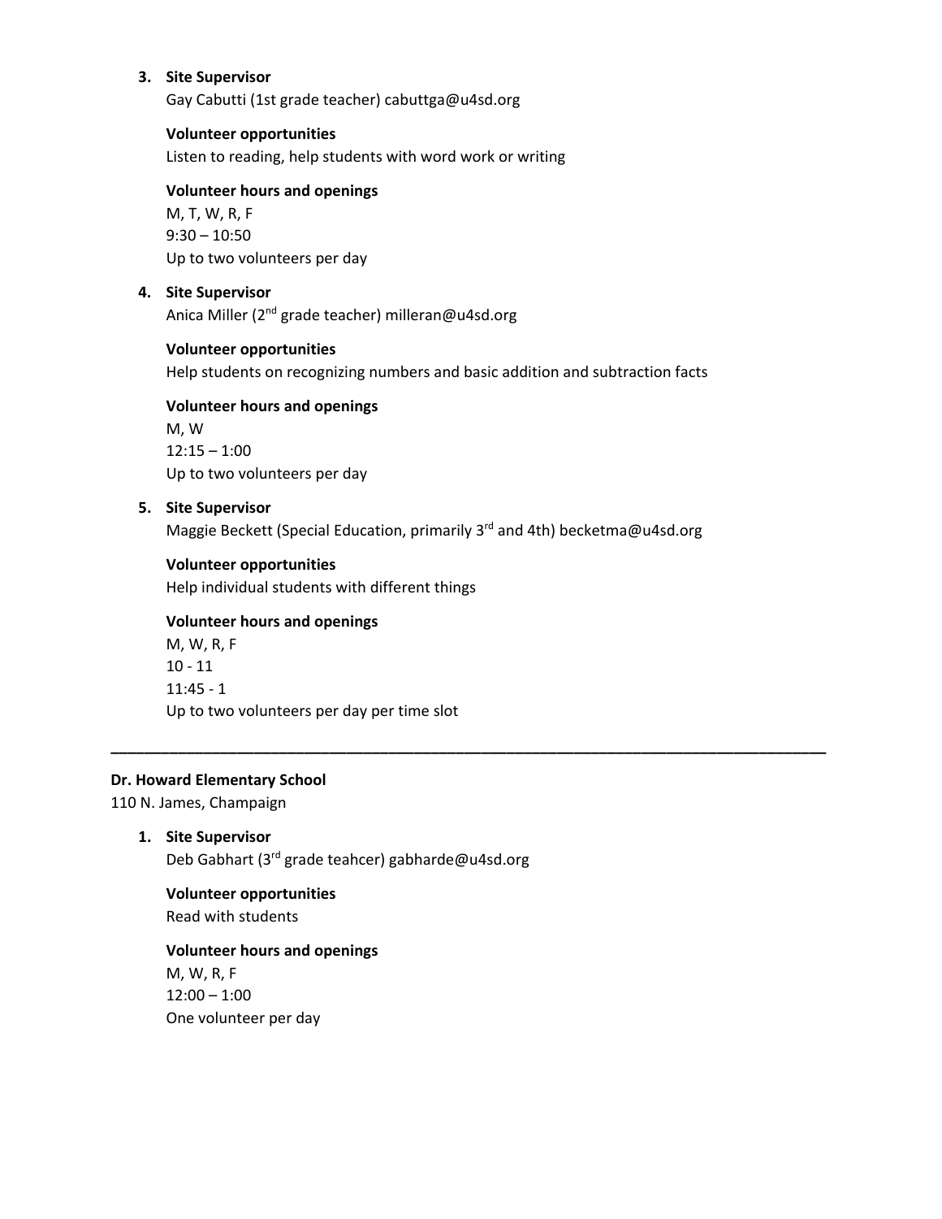3. **Site Supervisor**
   Gay Cabutti (1st grade teacher) cabuttga@u4sd.org

   **Volunteer opportunities**
   Listen to reading, help students with word work or writing

   **Volunteer hours and openings**
   M, T, W, R, F
   9:30 – 10:50
   Up to two volunteers per day

4. **Site Supervisor**
   Anica Miller (2nd grade teacher) milleran@u4sd.org

   **Volunteer opportunities**
   Help students on recognizing numbers and basic addition and subtraction facts

   **Volunteer hours and openings**
   M, W
   12:15 – 1:00
   Up to two volunteers per day

5. **Site Supervisor**
   Maggie Beckett (Special Education, primarily 3rd and 4th) becketma@u4sd.org

   **Volunteer opportunities**
   Help individual students with different things

   **Volunteer hours and openings**
   M, W, R, F
   10 - 11
   11:45 - 1
   Up to two volunteers per day per time slot

---

**Dr. Howard Elementary School**
110 N. James, Champaign

1. **Site Supervisor**
   Deb Gabhart (3rd grade teahcer) gabharde@u4sd.org

   **Volunteer opportunities**
   Read with students

   **Volunteer hours and openings**
   M, W, R, F
   12:00 – 1:00
   One volunteer per day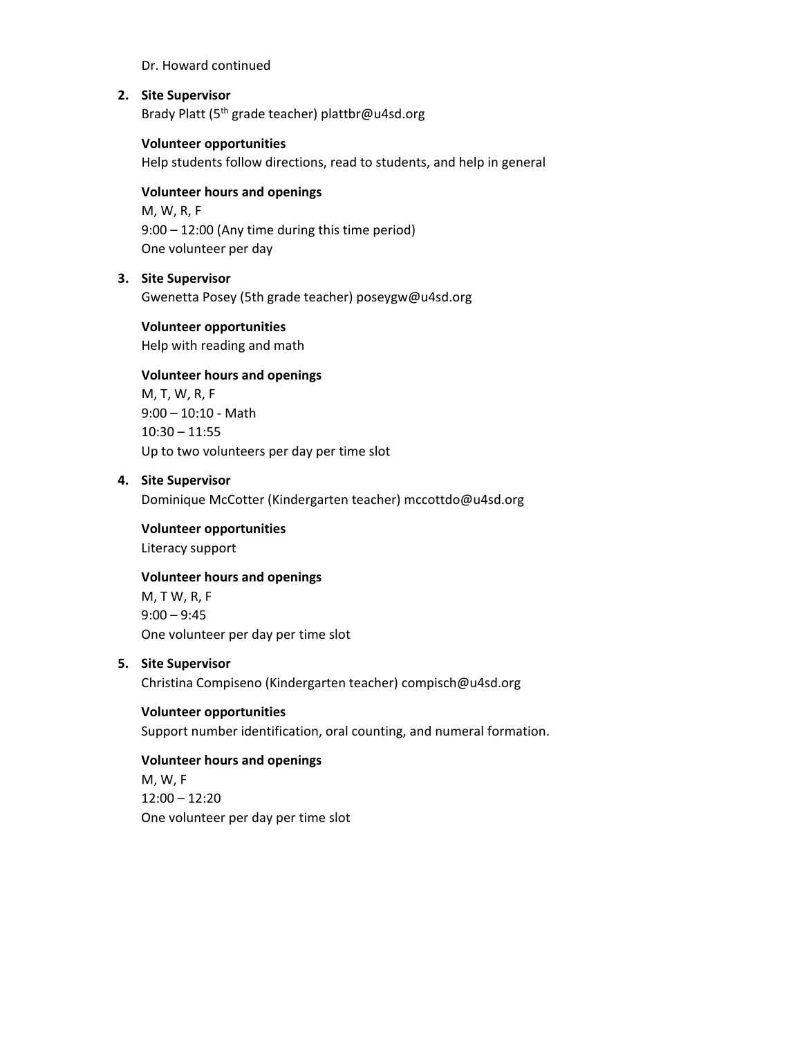Dr. Howard continued

2. **Site Supervisor**
   Brady Platt (5th grade teacher) plattbr@u4sd.org

   **Volunteer opportunities**
   Help students follow directions, read to students, and help in general

   **Volunteer hours and openings**
   M, W, R, F
   9:00 – 12:00 (Any time during this time period)
   One volunteer per day

3. **Site Supervisor**
   Gwenetta Posey (5th grade teacher) poseygw@u4sd.org

   **Volunteer opportunities**
   Help with reading and math

   **Volunteer hours and openings**
   M, T, W, R, F
   9:00 – 10:10 - Math
   10:30 – 11:55
   Up to two volunteers per day per time slot

4. **Site Supervisor**
   Dominique McCotter (Kindergarten teacher) mccottdo@u4sd.org

   **Volunteer opportunities**
   Literacy support

   **Volunteer hours and openings**
   M, T W, R, F
   9:00 – 9:45
   One volunteer per day per time slot

5. **Site Supervisor**
   Christina Compiseno (Kindergarten teacher) compisch@u4sd.org

   **Volunteer opportunities**
   Support number identification, oral counting, and numeral formation.

   **Volunteer hours and openings**
   M, W, F
   12:00 – 12:20
   One volunteer per day per time slot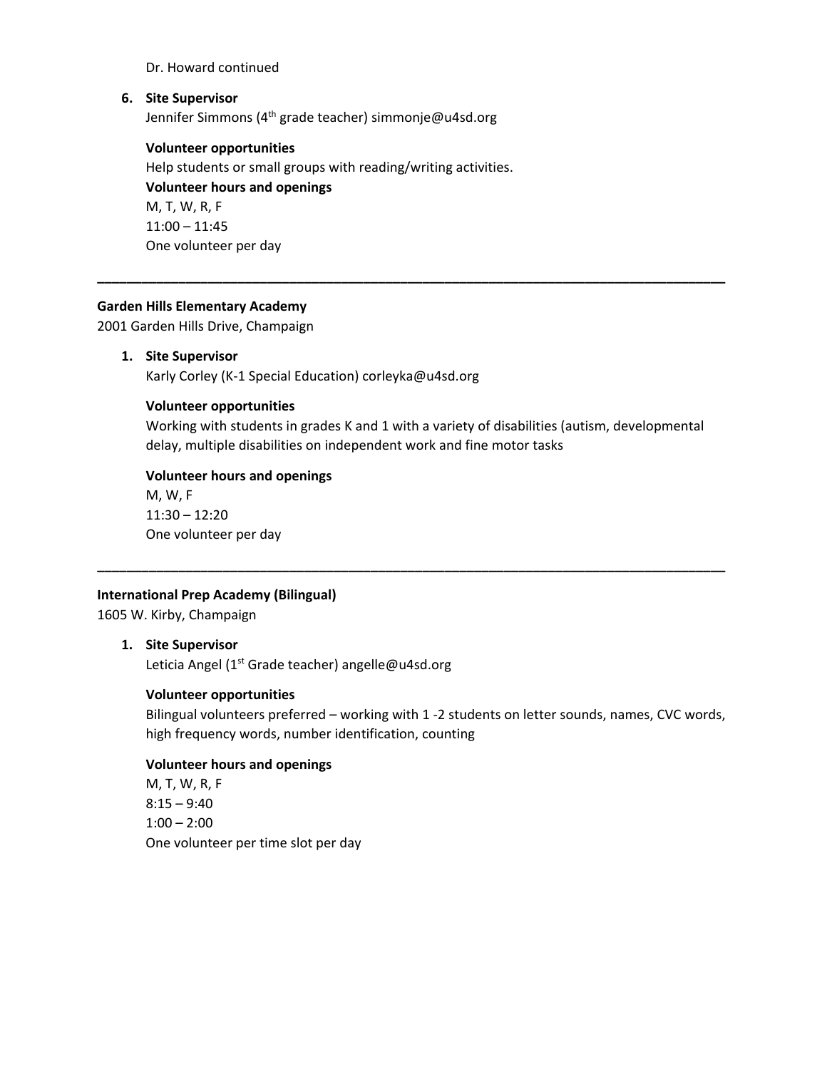Dr. Howard continued

6. **Site Supervisor**
   Jennifer Simmons (4th grade teacher) simmonje@u4sd.org

   **Volunteer opportunities**
   Help students or small groups with reading/writing activities.
   **Volunteer hours and openings**
   M, T, W, R, F
   11:00 – 11:45
   One volunteer per day

---

**Garden Hills Elementary Academy**
2001 Garden Hills Drive, Champaign

1. **Site Supervisor**
   Karly Corley (K-1 Special Education) corleyka@u4sd.org

   **Volunteer opportunities**
   Working with students in grades K and 1 with a variety of disabilities (autism, developmental delay, multiple disabilities on independent work and fine motor tasks

   **Volunteer hours and openings**
   M, W, F
   11:30 – 12:20
   One volunteer per day

---

**International Prep Academy (Bilingual)**
1605 W. Kirby, Champaign

1. **Site Supervisor**
   Leticia Angel (1st Grade teacher) angelle@u4sd.org

   **Volunteer opportunities**
   Bilingual volunteers preferred – working with 1 -2 students on letter sounds, names, CVC words, high frequency words, number identification, counting

   **Volunteer hours and openings**
   M, T, W, R, F
   8:15 – 9:40
   1:00 – 2:00
   One volunteer per time slot per day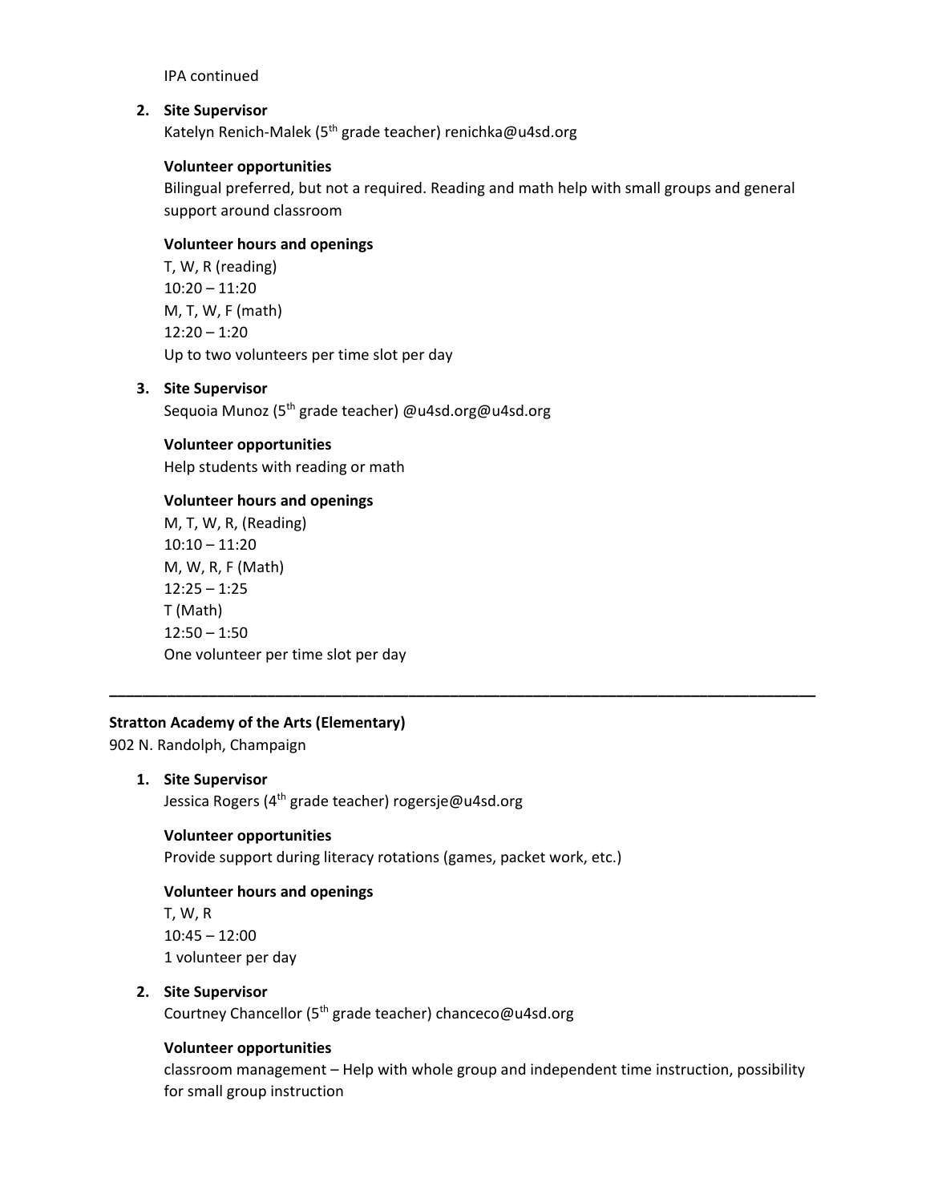IPA continued

2. **Site Supervisor**
   Katelyn Renich-Malek (5th grade teacher) renichka@u4sd.org

   **Volunteer opportunities**
   Bilingual preferred, but not a required. Reading and math help with small groups and general support around classroom

   **Volunteer hours and openings**
   T, W, R (reading)
   10:20 – 11:20
   M, T, W, F (math)
   12:20 – 1:20
   Up to two volunteers per time slot per day

3. **Site Supervisor**
   Sequoia Munoz (5th grade teacher) @u4sd.org@u4sd.org

   **Volunteer opportunities**
   Help students with reading or math

   **Volunteer hours and openings**
   M, T, W, R, (Reading)
   10:10 – 11:20
   M, W, R, F (Math)
   12:25 – 1:25
   T (Math)
   12:50 – 1:50
   One volunteer per time slot per day

---

**Stratton Academy of the Arts (Elementary)**
902 N. Randolph, Champaign

1. **Site Supervisor**
   Jessica Rogers (4th grade teacher) rogersje@u4sd.org

   **Volunteer opportunities**
   Provide support during literacy rotations (games, packet work, etc.)

   **Volunteer hours and openings**
   T, W, R
   10:45 – 12:00
   1 volunteer per day

2. **Site Supervisor**
   Courtney Chancellor (5th grade teacher) chanceco@u4sd.org

   **Volunteer opportunities**
   classroom management – Help with whole group and independent time instruction, possibility for small group instruction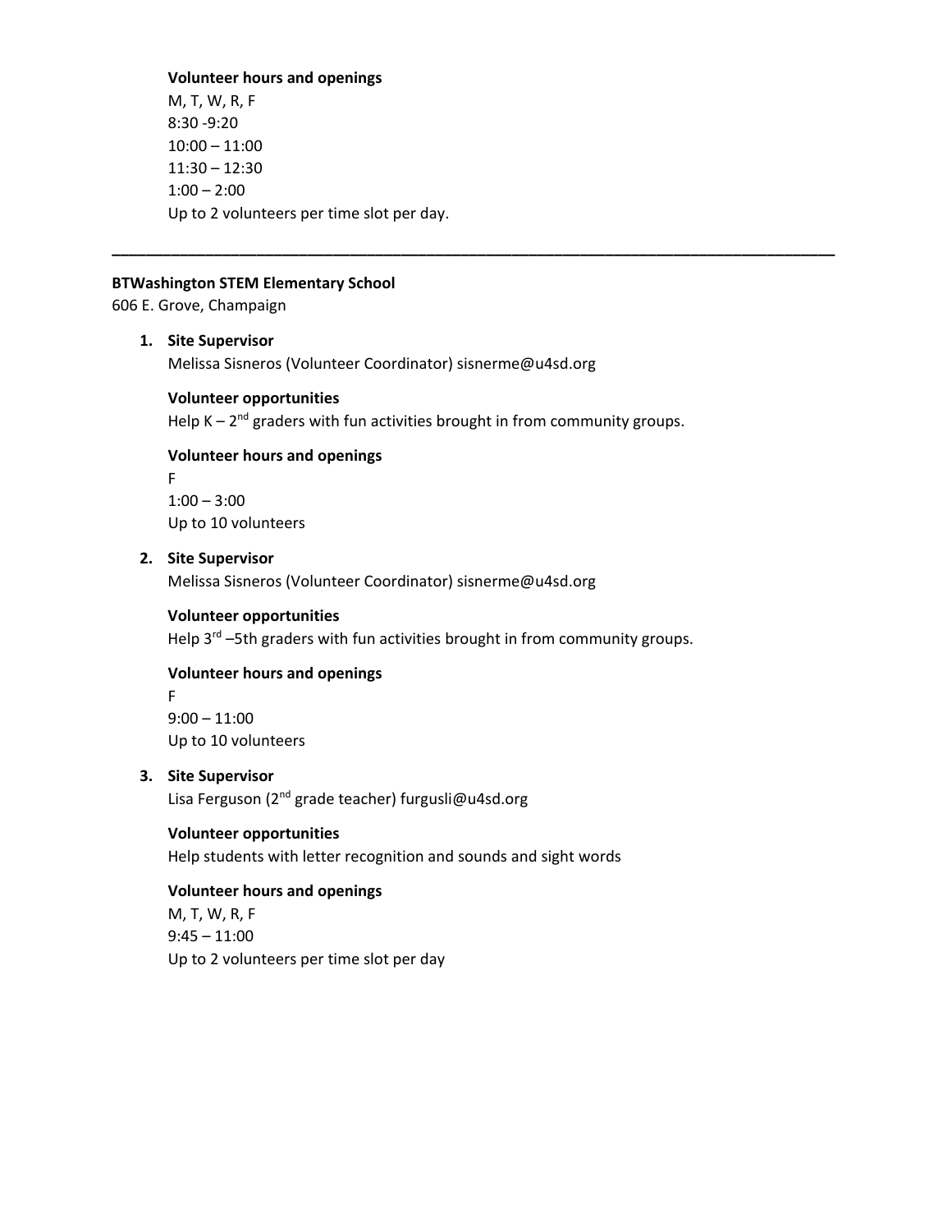**Volunteer hours and openings**
M, T, W, R, F
8:30 -9:20
10:00 – 11:00
11:30 – 12:30
1:00 – 2:00
Up to 2 volunteers per time slot per day.

---

**BTWashington STEM Elementary School**
606 E. Grove, Champaign

1. **Site Supervisor**
   Melissa Sisneros (Volunteer Coordinator) sisnerme@u4sd.org

   **Volunteer opportunities**
   Help K – 2nd graders with fun activities brought in from community groups.

   **Volunteer hours and openings**
   F
   1:00 – 3:00
   Up to 10 volunteers

2. **Site Supervisor**
   Melissa Sisneros (Volunteer Coordinator) sisnerme@u4sd.org

   **Volunteer opportunities**
   Help 3rd –5th graders with fun activities brought in from community groups.

   **Volunteer hours and openings**
   F
   9:00 – 11:00
   Up to 10 volunteers

3. **Site Supervisor**
   Lisa Ferguson (2nd grade teacher) furgusli@u4sd.org

   **Volunteer opportunities**
   Help students with letter recognition and sounds and sight words

   **Volunteer hours and openings**
   M, T, W, R, F
   9:45 – 11:00
   Up to 2 volunteers per time slot per day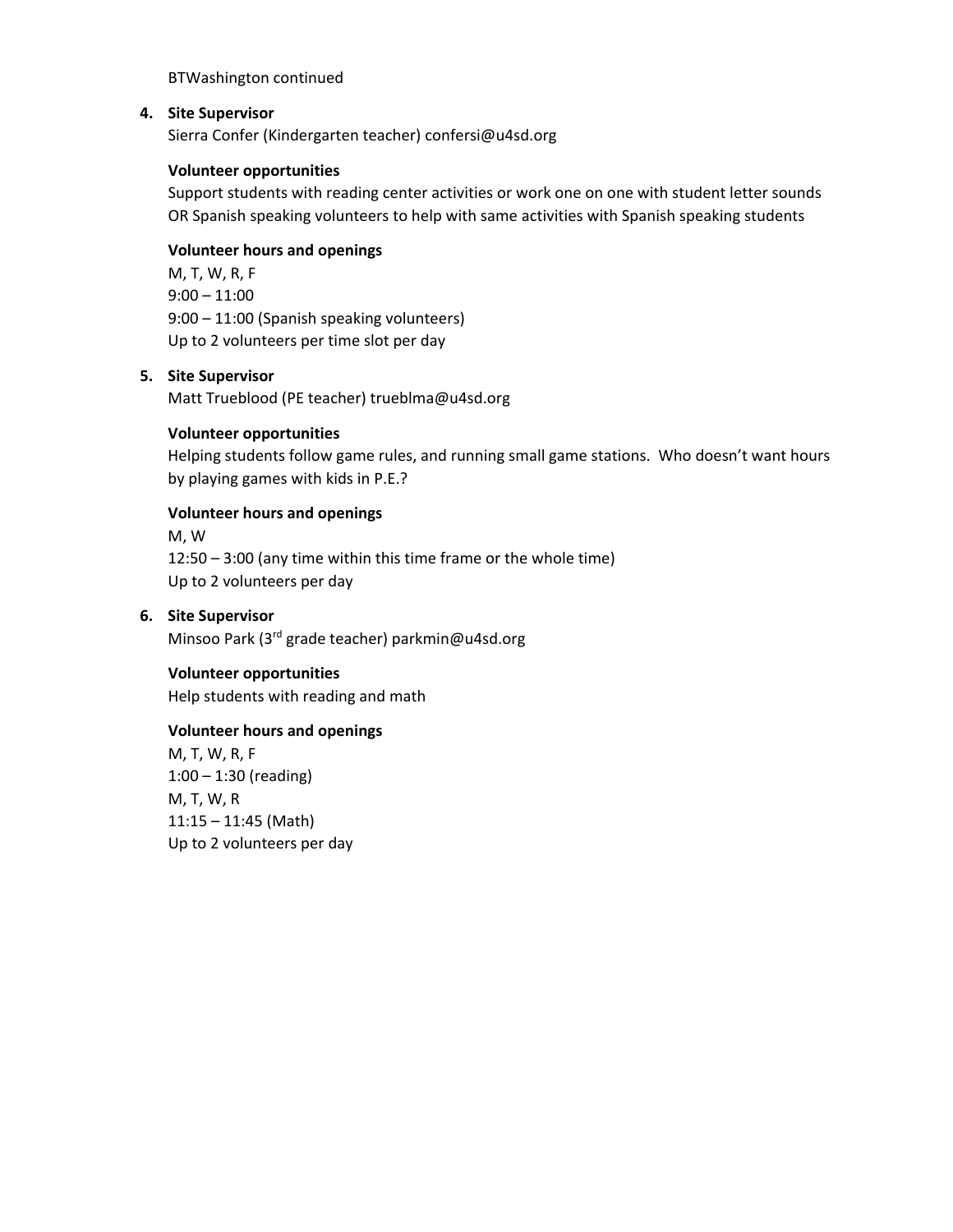BTWashington continued

4. **Site Supervisor**
   Sierra Confer (Kindergarten teacher) confersi@u4sd.org

   **Volunteer opportunities**
   Support students with reading center activities or work one on one with student letter sounds OR Spanish speaking volunteers to help with same activities with Spanish speaking students

   **Volunteer hours and openings**
   M, T, W, R, F
   9:00 – 11:00
   9:00 – 11:00 (Spanish speaking volunteers)
   Up to 2 volunteers per time slot per day

5. **Site Supervisor**
   Matt Trueblood (PE teacher) trueblma@u4sd.org

   **Volunteer opportunities**
   Helping students follow game rules, and running small game stations. Who doesn't want hours by playing games with kids in P.E.?

   **Volunteer hours and openings**
   M, W
   12:50 – 3:00 (any time within this time frame or the whole time)
   Up to 2 volunteers per day

6. **Site Supervisor**
   Minsoo Park (3rd grade teacher) parkmin@u4sd.org

   **Volunteer opportunities**
   Help students with reading and math

   **Volunteer hours and openings**
   M, T, W, R, F
   1:00 – 1:30 (reading)
   M, T, W, R
   11:15 – 11:45 (Math)
   Up to 2 volunteers per day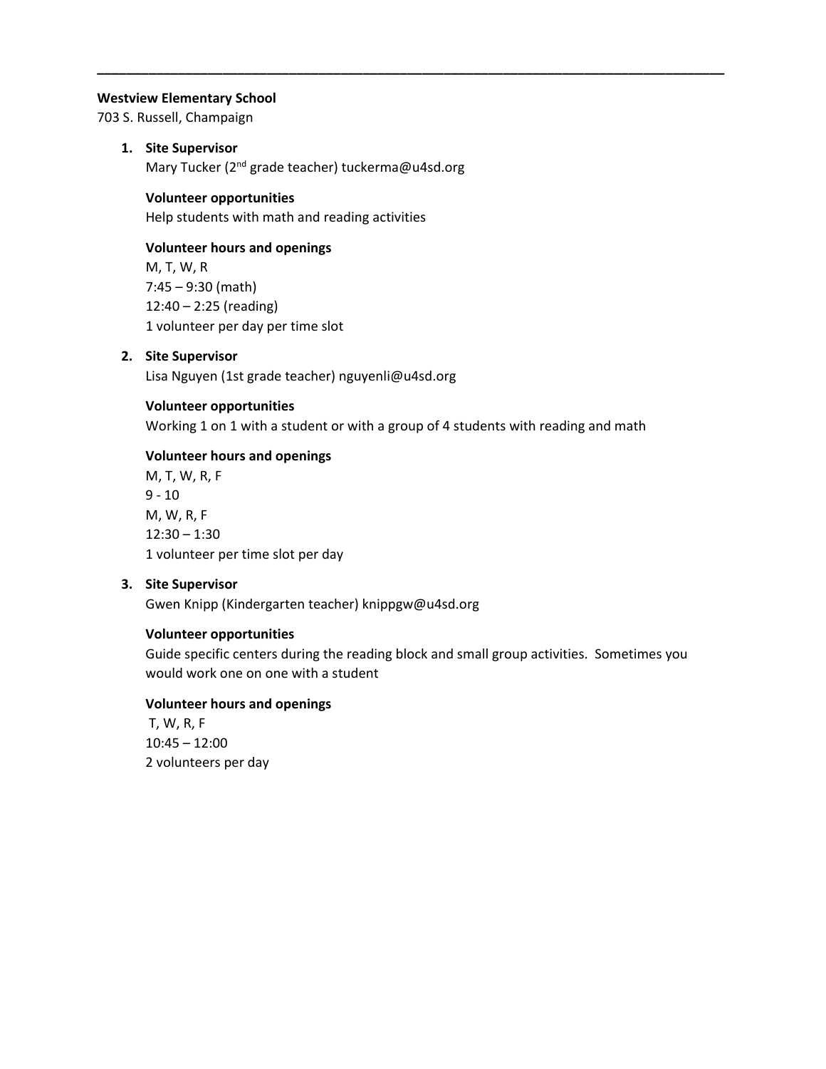---

**Westview Elementary School**
703 S. Russell, Champaign

1. **Site Supervisor**
   Mary Tucker (2nd grade teacher) tuckerma@u4sd.org

   **Volunteer opportunities**
   Help students with math and reading activities

   **Volunteer hours and openings**
   M, T, W, R
   7:45 – 9:30 (math)
   12:40 – 2:25 (reading)
   1 volunteer per day per time slot

2. **Site Supervisor**
   Lisa Nguyen (1st grade teacher) nguyenli@u4sd.org

   **Volunteer opportunities**
   Working 1 on 1 with a student or with a group of 4 students with reading and math

   **Volunteer hours and openings**
   M, T, W, R, F
   9 - 10
   M, W, R, F
   12:30 – 1:30
   1 volunteer per time slot per day

3. **Site Supervisor**
   Gwen Knipp (Kindergarten teacher) knippgw@u4sd.org

   **Volunteer opportunities**
   Guide specific centers during the reading block and small group activities. Sometimes you would work one on one with a student

   **Volunteer hours and openings**
   T, W, R, F
   10:45 – 12:00
   2 volunteers per day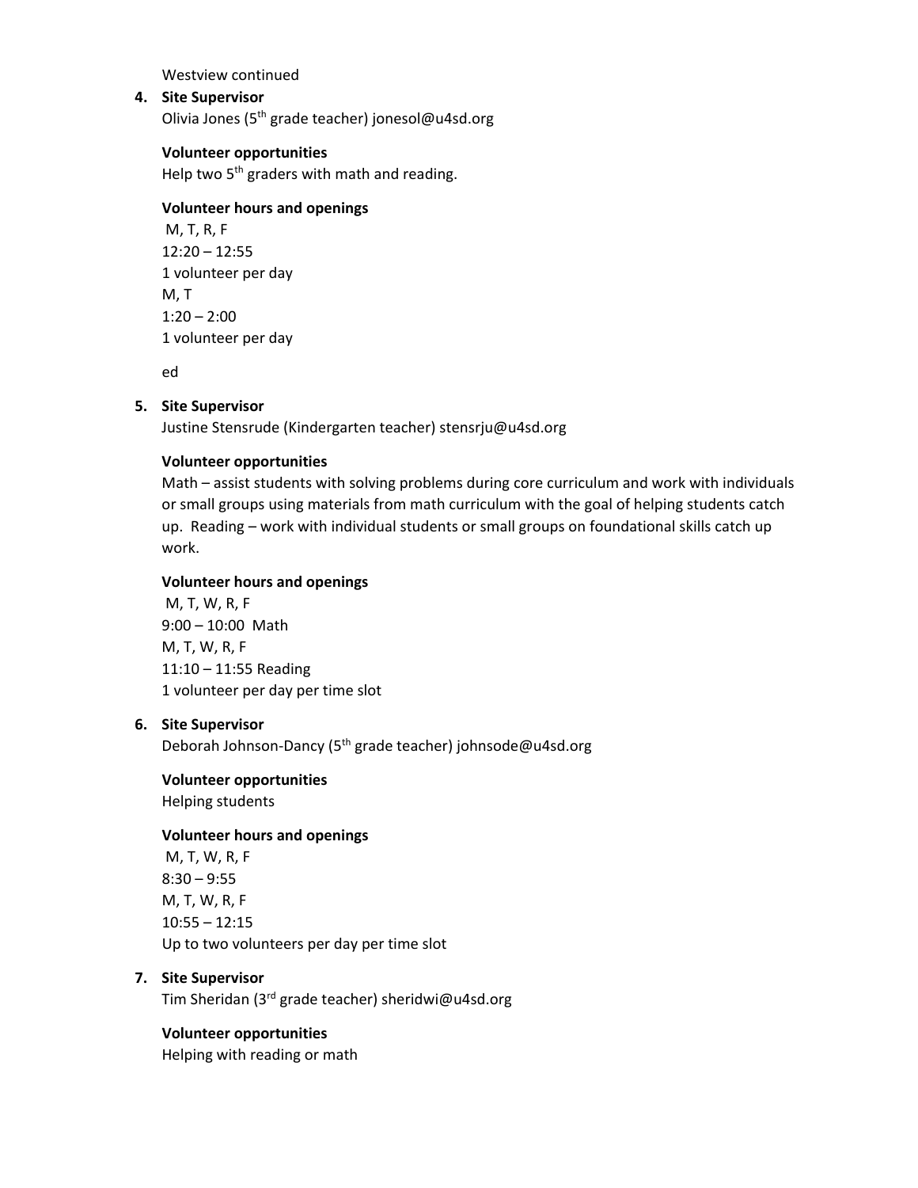Westview continued

4. **Site Supervisor**

   Olivia Jones (5th grade teacher) jonesol@u4sd.org

   **Volunteer opportunities**

   Help two 5th graders with math and reading.

   **Volunteer hours and openings**

   M, T, R, F
   12:20 – 12:55
   1 volunteer per day
   M, T
   1:20 – 2:00
   1 volunteer per day

   ed

5. **Site Supervisor**

   Justine Stensrude (Kindergarten teacher) stensrju@u4sd.org

   **Volunteer opportunities**

   Math – assist students with solving problems during core curriculum and work with individuals or small groups using materials from math curriculum with the goal of helping students catch up. Reading – work with individual students or small groups on foundational skills catch up work.

   **Volunteer hours and openings**

   M, T, W, R, F
   9:00 – 10:00 Math
   M, T, W, R, F
   11:10 – 11:55 Reading
   1 volunteer per day per time slot

6. **Site Supervisor**

   Deborah Johnson-Dancy (5th grade teacher) johnsode@u4sd.org

   **Volunteer opportunities**

   Helping students

   **Volunteer hours and openings**

   M, T, W, R, F
   8:30 – 9:55
   M, T, W, R, F
   10:55 – 12:15
   Up to two volunteers per day per time slot

7. **Site Supervisor**

   Tim Sheridan (3rd grade teacher) sheridwi@u4sd.org

   **Volunteer opportunities**

   Helping with reading or math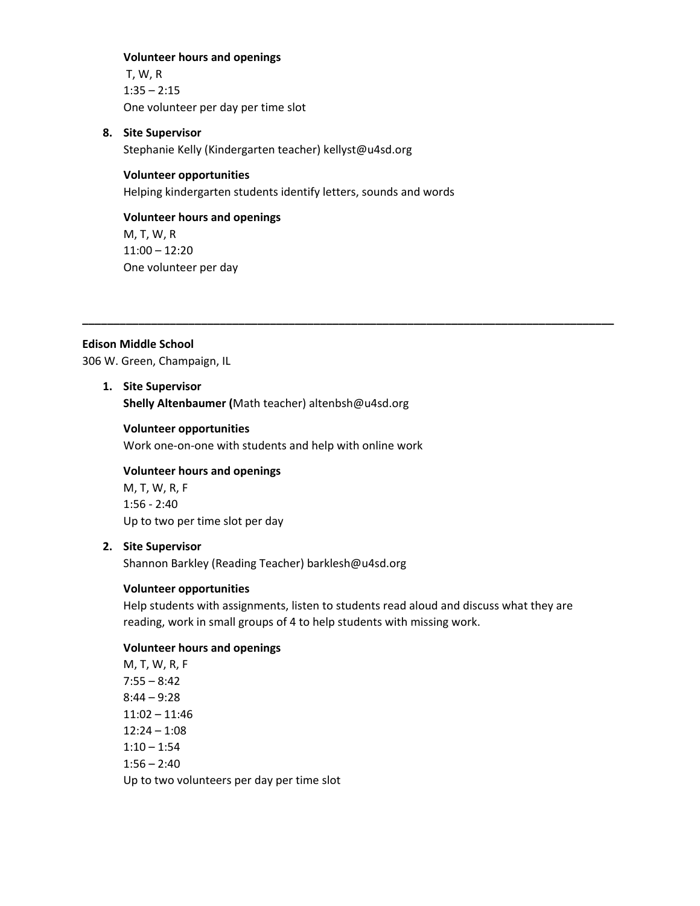**Volunteer hours and openings**
T, W, R
1:35 – 2:15
One volunteer per day per time slot

8. **Site Supervisor**
   Stephanie Kelly (Kindergarten teacher) kellyst@u4sd.org

   **Volunteer opportunities**
   Helping kindergarten students identify letters, sounds and words

   **Volunteer hours and openings**
   M, T, W, R
   11:00 – 12:20
   One volunteer per day

---

**Edison Middle School**
306 W. Green, Champaign, IL

1. **Site Supervisor**
   **Shelly Altenbaumer (**Math teacher) altenbsh@u4sd.org

   **Volunteer opportunities**
   Work one-on-one with students and help with online work

   **Volunteer hours and openings**
   M, T, W, R, F
   1:56 - 2:40
   Up to two per time slot per day

2. **Site Supervisor**
   Shannon Barkley (Reading Teacher) barklesh@u4sd.org

   **Volunteer opportunities**
   Help students with assignments, listen to students read aloud and discuss what they are reading, work in small groups of 4 to help students with missing work.

   **Volunteer hours and openings**
   M, T, W, R, F
   7:55 – 8:42
   8:44 – 9:28
   11:02 – 11:46
   12:24 – 1:08
   1:10 – 1:54
   1:56 – 2:40
   Up to two volunteers per day per time slot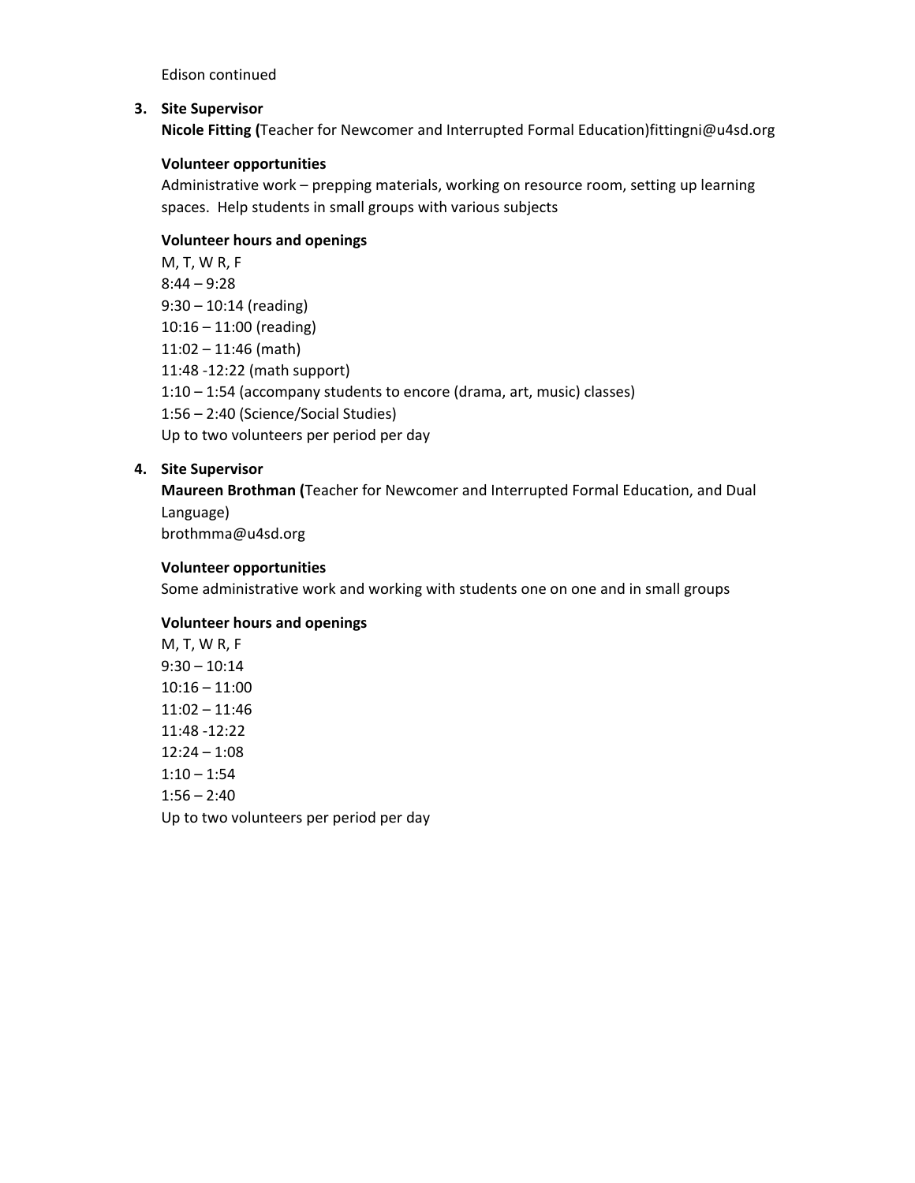Edison continued

3. **Site Supervisor**
   **Nicole Fitting (**Teacher for Newcomer and Interrupted Formal Education)fittingni@u4sd.org

   **Volunteer opportunities**
   Administrative work – prepping materials, working on resource room, setting up learning spaces. Help students in small groups with various subjects

   **Volunteer hours and openings**
   M, T, W R, F
   8:44 – 9:28
   9:30 – 10:14 (reading)
   10:16 – 11:00 (reading)
   11:02 – 11:46 (math)
   11:48 -12:22 (math support)
   1:10 – 1:54 (accompany students to encore (drama, art, music) classes)
   1:56 – 2:40 (Science/Social Studies)
   Up to two volunteers per period per day

4. **Site Supervisor**
   **Maureen Brothman (**Teacher for Newcomer and Interrupted Formal Education, and Dual Language)
   brothmma@u4sd.org

   **Volunteer opportunities**
   Some administrative work and working with students one on one and in small groups

   **Volunteer hours and openings**
   M, T, W R, F
   9:30 – 10:14
   10:16 – 11:00
   11:02 – 11:46
   11:48 -12:22
   12:24 – 1:08
   1:10 – 1:54
   1:56 – 2:40
   Up to two volunteers per period per day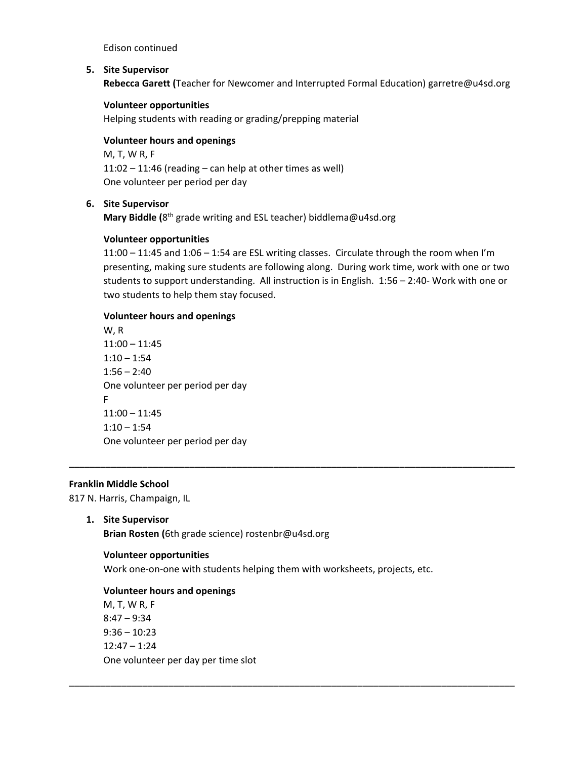Edison continued

5. **Site Supervisor**
   **Rebecca Garett (**Teacher for Newcomer and Interrupted Formal Education) garretre@u4sd.org

   **Volunteer opportunities**
   Helping students with reading or grading/prepping material

   **Volunteer hours and openings**
   M, T, W R, F
   11:02 – 11:46 (reading – can help at other times as well)
   One volunteer per period per day

6. **Site Supervisor**
   **Mary Biddle (**8th grade writing and ESL teacher) biddlema@u4sd.org

   **Volunteer opportunities**
   11:00 – 11:45 and 1:06 – 1:54 are ESL writing classes. Circulate through the room when I'm presenting, making sure students are following along. During work time, work with one or two students to support understanding. All instruction is in English. 1:56 – 2:40- Work with one or two students to help them stay focused.

   **Volunteer hours and openings**
   W, R
   11:00 – 11:45
   1:10 – 1:54
   1:56 – 2:40
   One volunteer per period per day
   F
   11:00 – 11:45
   1:10 – 1:54
   One volunteer per period per day

---

**Franklin Middle School**
817 N. Harris, Champaign, IL

1. **Site Supervisor**
   **Brian Rosten (**6th grade science) rostenbr@u4sd.org

   **Volunteer opportunities**
   Work one-on-one with students helping them with worksheets, projects, etc.

   **Volunteer hours and openings**
   M, T, W R, F
   8:47 – 9:34
   9:36 – 10:23
   12:47 – 1:24
   One volunteer per day per time slot

---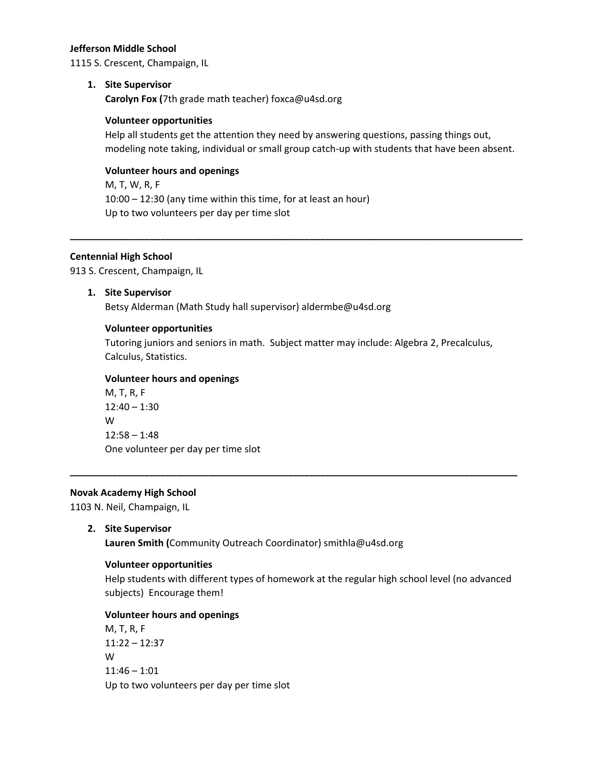**Jefferson Middle School**
1115 S. Crescent, Champaign, IL

1. **Site Supervisor**
   **Carolyn Fox (**7th grade math teacher) foxca@u4sd.org

   **Volunteer opportunities**
   Help all students get the attention they need by answering questions, passing things out, modeling note taking, individual or small group catch-up with students that have been absent.

   **Volunteer hours and openings**
   M, T, W, R, F
   10:00 – 12:30 (any time within this time, for at least an hour)
   Up to two volunteers per day per time slot

---

**Centennial High School**
913 S. Crescent, Champaign, IL

1. **Site Supervisor**
   Betsy Alderman (Math Study hall supervisor) aldermbe@u4sd.org

   **Volunteer opportunities**
   Tutoring juniors and seniors in math. Subject matter may include: Algebra 2, Precalculus, Calculus, Statistics.

   **Volunteer hours and openings**
   M, T, R, F
   12:40 – 1:30
   W
   12:58 – 1:48
   One volunteer per day per time slot

---

**Novak Academy High School**
1103 N. Neil, Champaign, IL

2. **Site Supervisor**
   **Lauren Smith (**Community Outreach Coordinator) smithla@u4sd.org

   **Volunteer opportunities**
   Help students with different types of homework at the regular high school level (no advanced subjects) Encourage them!

   **Volunteer hours and openings**
   M, T, R, F
   11:22 – 12:37
   W
   11:46 – 1:01
   Up to two volunteers per day per time slot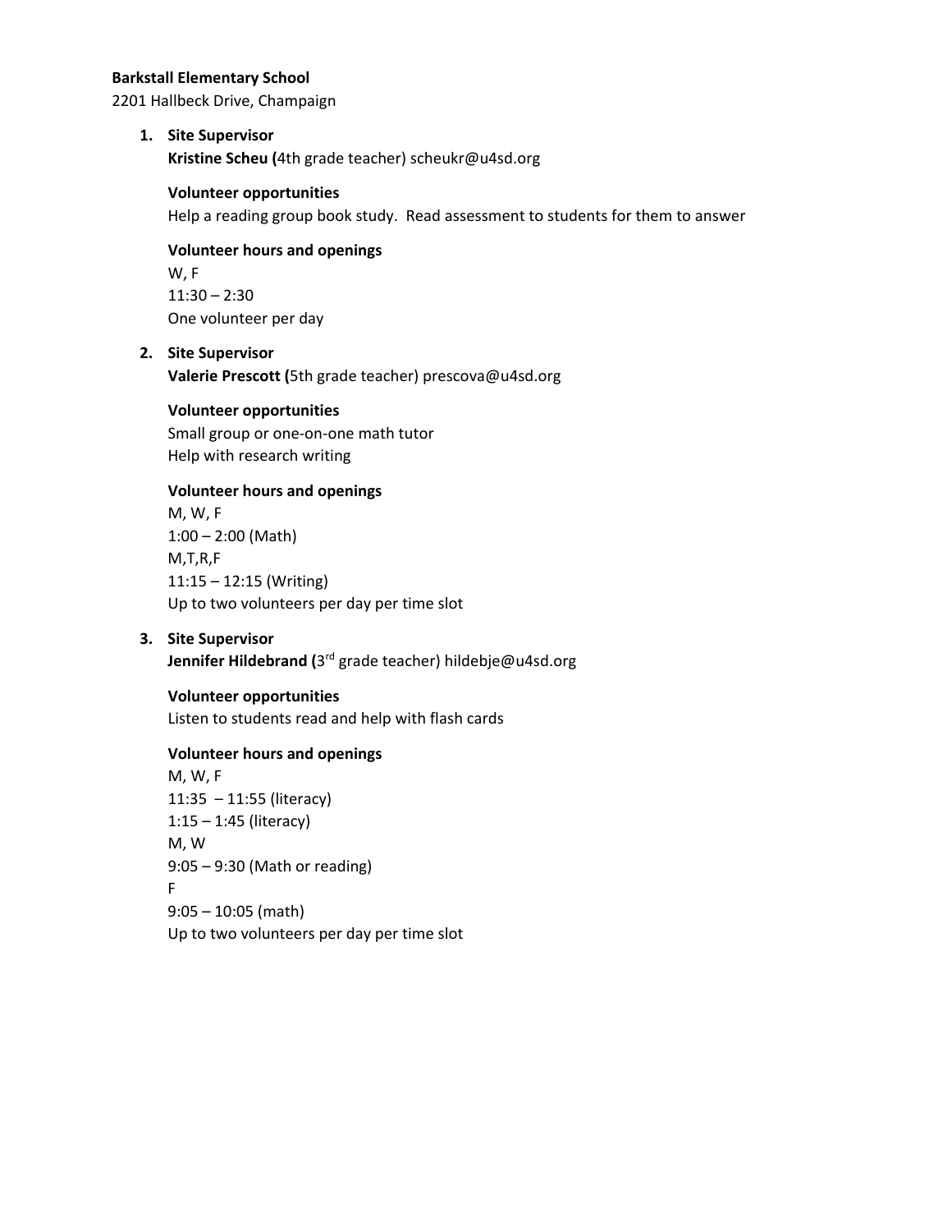**Barkstall Elementary School**
2201 Hallbeck Drive, Champaign

1. **Site Supervisor**
   **Kristine Scheu (**4th grade teacher) scheukr@u4sd.org

   **Volunteer opportunities**
   Help a reading group book study. Read assessment to students for them to answer

   **Volunteer hours and openings**
   W, F
   11:30 – 2:30
   One volunteer per day

2. **Site Supervisor**
   **Valerie Prescott (**5th grade teacher) prescova@u4sd.org

   **Volunteer opportunities**
   Small group or one-on-one math tutor
   Help with research writing

   **Volunteer hours and openings**
   M, W, F
   1:00 – 2:00 (Math)
   M,T,R,F
   11:15 – 12:15 (Writing)
   Up to two volunteers per day per time slot

3. **Site Supervisor**
   **Jennifer Hildebrand (**3rd grade teacher) hildebje@u4sd.org

   **Volunteer opportunities**
   Listen to students read and help with flash cards

   **Volunteer hours and openings**
   M, W, F
   11:35 – 11:55 (literacy)
   1:15 – 1:45 (literacy)
   M, W
   9:05 – 9:30 (Math or reading)
   F
   9:05 – 10:05 (math)
   Up to two volunteers per day per time slot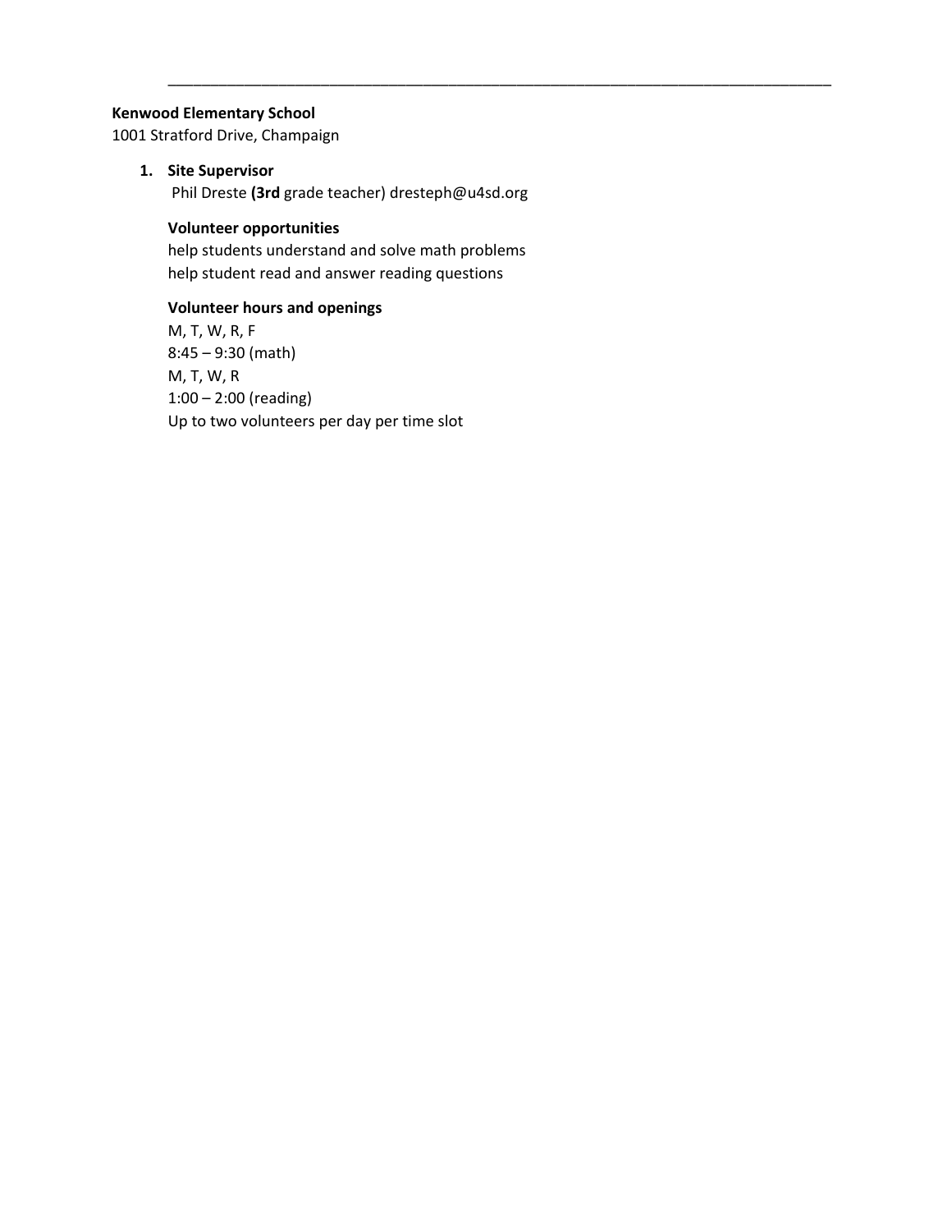---

**Kenwood Elementary School**
1001 Stratford Drive, Champaign

1. **Site Supervisor**
   Phil Dreste **(3rd** grade teacher) dresteph@u4sd.org

   **Volunteer opportunities**
   help students understand and solve math problems
   help student read and answer reading questions

   **Volunteer hours and openings**
   M, T, W, R, F
   8:45 – 9:30 (math)
   M, T, W, R
   1:00 – 2:00 (reading)
   Up to two volunteers per day per time slot